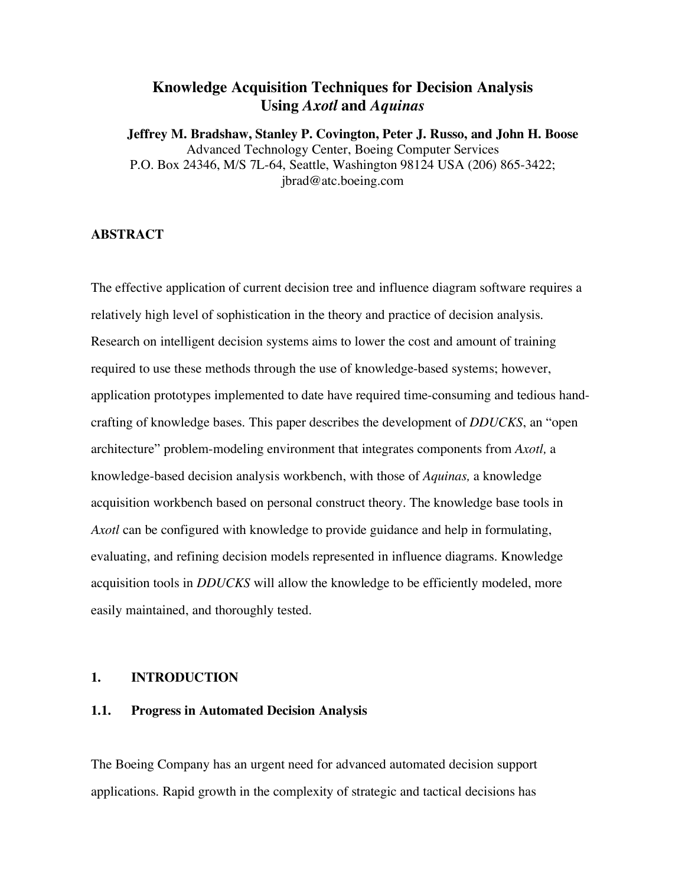# Knowledge Acquisition Techniques for Decision Analysis Using *Axotl* and *Aquinas*

**Jeffrey M. Bradshaw, Stanley P. Covington, Peter J. Russo, and John H. Boose**

Advanced Technology Center, Boeing Computer Services
P.O. Box 24346, M/S 7L-64, Seattle, Washington 98124 USA (206) 865-3422;
jbrad@atc.boeing.com

## ABSTRACT

The effective application of current decision tree and influence diagram software requires a relatively high level of sophistication in the theory and practice of decision analysis. Research on intelligent decision systems aims to lower the cost and amount of training required to use these methods through the use of knowledge-based systems; however, application prototypes implemented to date have required time-consuming and tedious hand-crafting of knowledge bases. This paper describes the development of *DDUCKS*, an "open architecture" problem-modeling environment that integrates components from *Axotl,* a knowledge-based decision analysis workbench, with those of *Aquinas,* a knowledge acquisition workbench based on personal construct theory. The knowledge base tools in *Axotl* can be configured with knowledge to provide guidance and help in formulating, evaluating, and refining decision models represented in influence diagrams. Knowledge acquisition tools in *DDUCKS* will allow the knowledge to be efficiently modeled, more easily maintained, and thoroughly tested.

## 1. INTRODUCTION

### 1.1. Progress in Automated Decision Analysis

The Boeing Company has an urgent need for advanced automated decision support applications. Rapid growth in the complexity of strategic and tactical decisions has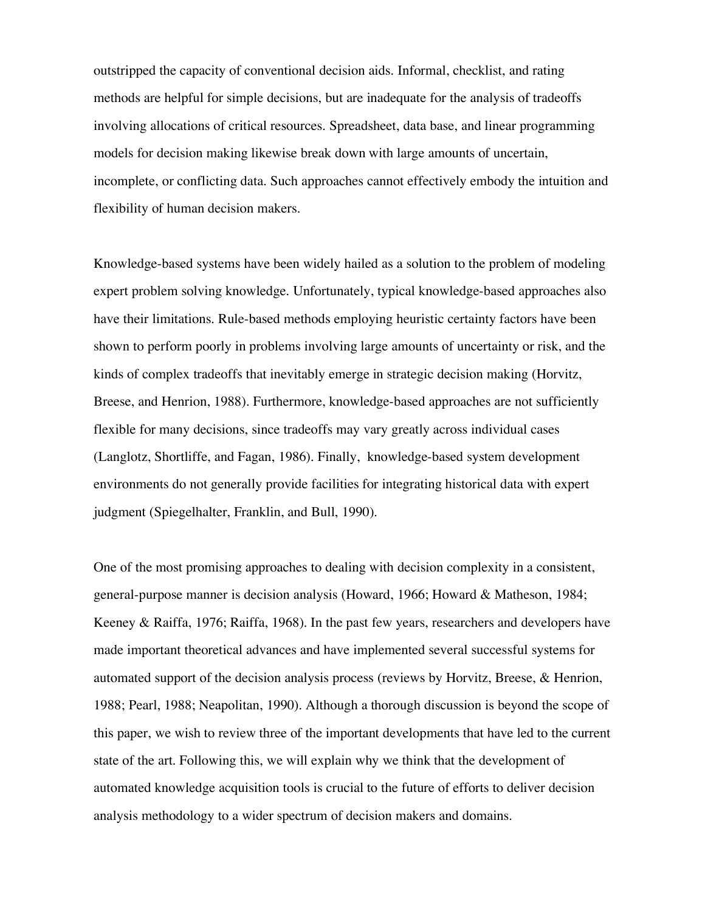outstripped the capacity of conventional decision aids. Informal, checklist, and rating methods are helpful for simple decisions, but are inadequate for the analysis of tradeoffs involving allocations of critical resources. Spreadsheet, data base, and linear programming models for decision making likewise break down with large amounts of uncertain, incomplete, or conflicting data. Such approaches cannot effectively embody the intuition and flexibility of human decision makers.

Knowledge-based systems have been widely hailed as a solution to the problem of modeling expert problem solving knowledge. Unfortunately, typical knowledge-based approaches also have their limitations. Rule-based methods employing heuristic certainty factors have been shown to perform poorly in problems involving large amounts of uncertainty or risk, and the kinds of complex tradeoffs that inevitably emerge in strategic decision making (Horvitz, Breese, and Henrion, 1988). Furthermore, knowledge-based approaches are not sufficiently flexible for many decisions, since tradeoffs may vary greatly across individual cases (Langlotz, Shortliffe, and Fagan, 1986). Finally, knowledge-based system development environments do not generally provide facilities for integrating historical data with expert judgment (Spiegelhalter, Franklin, and Bull, 1990).

One of the most promising approaches to dealing with decision complexity in a consistent, general-purpose manner is decision analysis (Howard, 1966; Howard & Matheson, 1984; Keeney & Raiffa, 1976; Raiffa, 1968). In the past few years, researchers and developers have made important theoretical advances and have implemented several successful systems for automated support of the decision analysis process (reviews by Horvitz, Breese, & Henrion, 1988; Pearl, 1988; Neapolitan, 1990). Although a thorough discussion is beyond the scope of this paper, we wish to review three of the important developments that have led to the current state of the art. Following this, we will explain why we think that the development of automated knowledge acquisition tools is crucial to the future of efforts to deliver decision analysis methodology to a wider spectrum of decision makers and domains.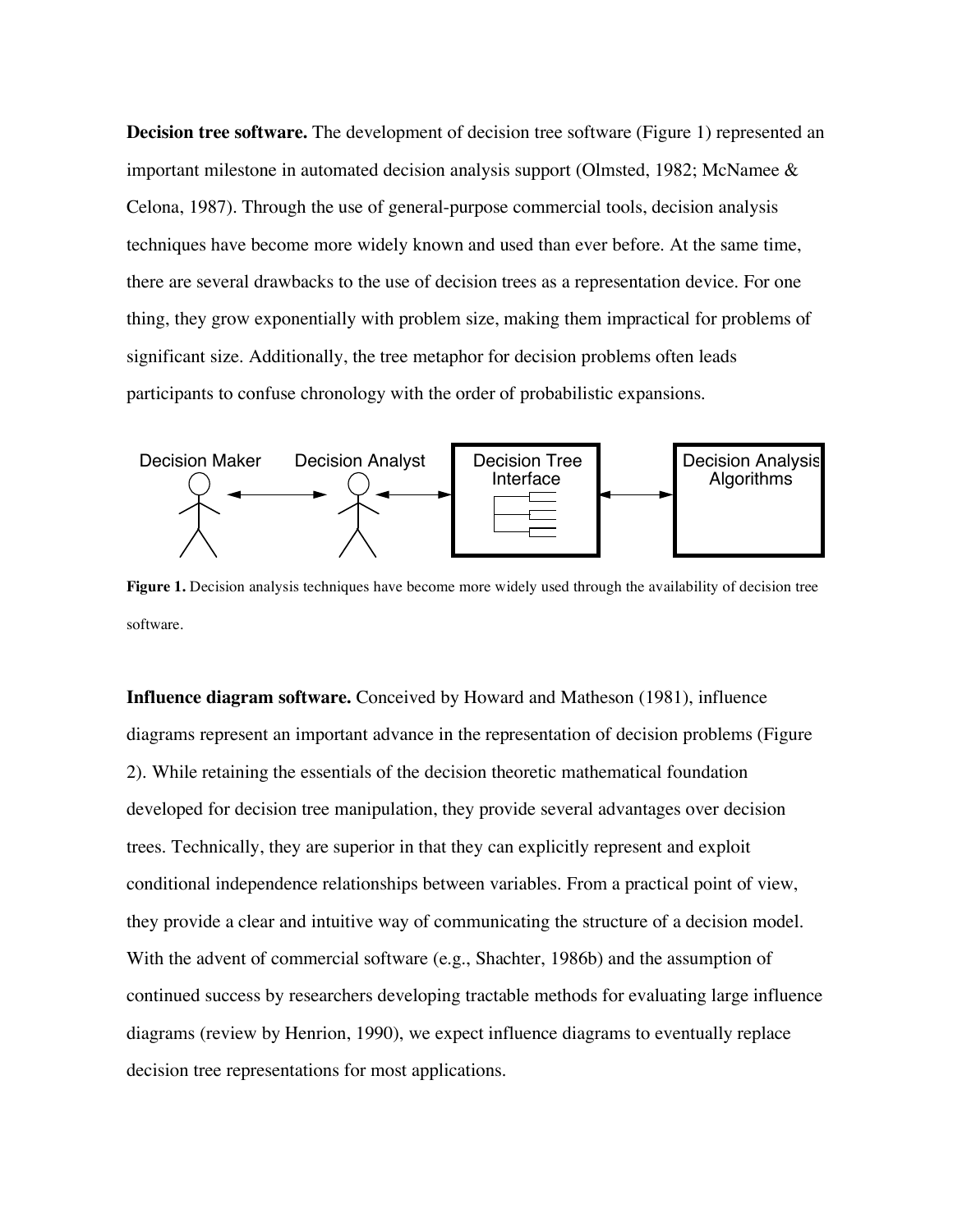**Decision tree software.** The development of decision tree software (Figure 1) represented an important milestone in automated decision analysis support (Olmsted, 1982; McNamee & Celona, 1987). Through the use of general-purpose commercial tools, decision analysis techniques have become more widely known and used than ever before. At the same time, there are several drawbacks to the use of decision trees as a representation device. For one thing, they grow exponentially with problem size, making them impractical for problems of significant size. Additionally, the tree metaphor for decision problems often leads participants to confuse chronology with the order of probabilistic expansions.

**Figure 1.** Decision analysis techniques have become more widely used through the availability of decision tree software.

**Influence diagram software.** Conceived by Howard and Matheson (1981), influence diagrams represent an important advance in the representation of decision problems (Figure 2). While retaining the essentials of the decision theoretic mathematical foundation developed for decision tree manipulation, they provide several advantages over decision trees. Technically, they are superior in that they can explicitly represent and exploit conditional independence relationships between variables. From a practical point of view, they provide a clear and intuitive way of communicating the structure of a decision model. With the advent of commercial software (e.g., Shachter, 1986b) and the assumption of continued success by researchers developing tractable methods for evaluating large influence diagrams (review by Henrion, 1990), we expect influence diagrams to eventually replace decision tree representations for most applications.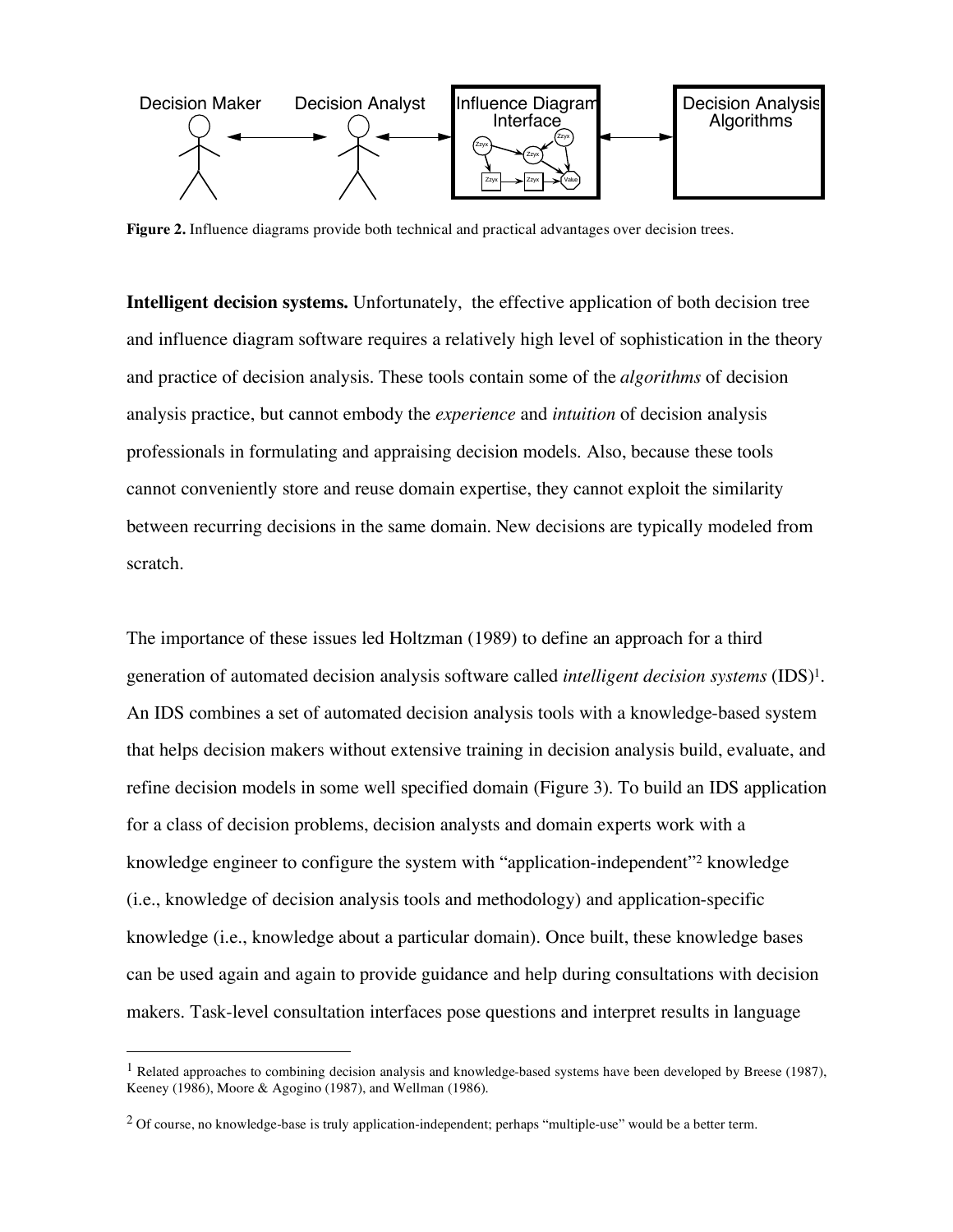Decision Maker ⟷ Decision Analyst ⟷ Influence Diagram Interface ⟷ Decision Analysis Algorithms

**Figure 2.** Influence diagrams provide both technical and practical advantages over decision trees.

**Intelligent decision systems.** Unfortunately, the effective application of both decision tree and influence diagram software requires a relatively high level of sophistication in the theory and practice of decision analysis. These tools contain some of the *algorithms* of decision analysis practice, but cannot embody the *experience* and *intuition* of decision analysis professionals in formulating and appraising decision models. Also, because these tools cannot conveniently store and reuse domain expertise, they cannot exploit the similarity between recurring decisions in the same domain. New decisions are typically modeled from scratch.

The importance of these issues led Holtzman (1989) to define an approach for a third generation of automated decision analysis software called *intelligent decision systems* (IDS)[1]. An IDS combines a set of automated decision analysis tools with a knowledge-based system that helps decision makers without extensive training in decision analysis build, evaluate, and refine decision models in some well specified domain (Figure 3). To build an IDS application for a class of decision problems, decision analysts and domain experts work with a knowledge engineer to configure the system with "application-independent"[2] knowledge (i.e., knowledge of decision analysis tools and methodology) and application-specific knowledge (i.e., knowledge about a particular domain). Once built, these knowledge bases can be used again and again to provide guidance and help during consultations with decision makers. Task-level consultation interfaces pose questions and interpret results in language

---

[1] Related approaches to combining decision analysis and knowledge-based systems have been developed by Breese (1987), Keeney (1986), Moore & Agogino (1987), and Wellman (1986).

[2] Of course, no knowledge-base is truly application-independent; perhaps "multiple-use" would be a better term.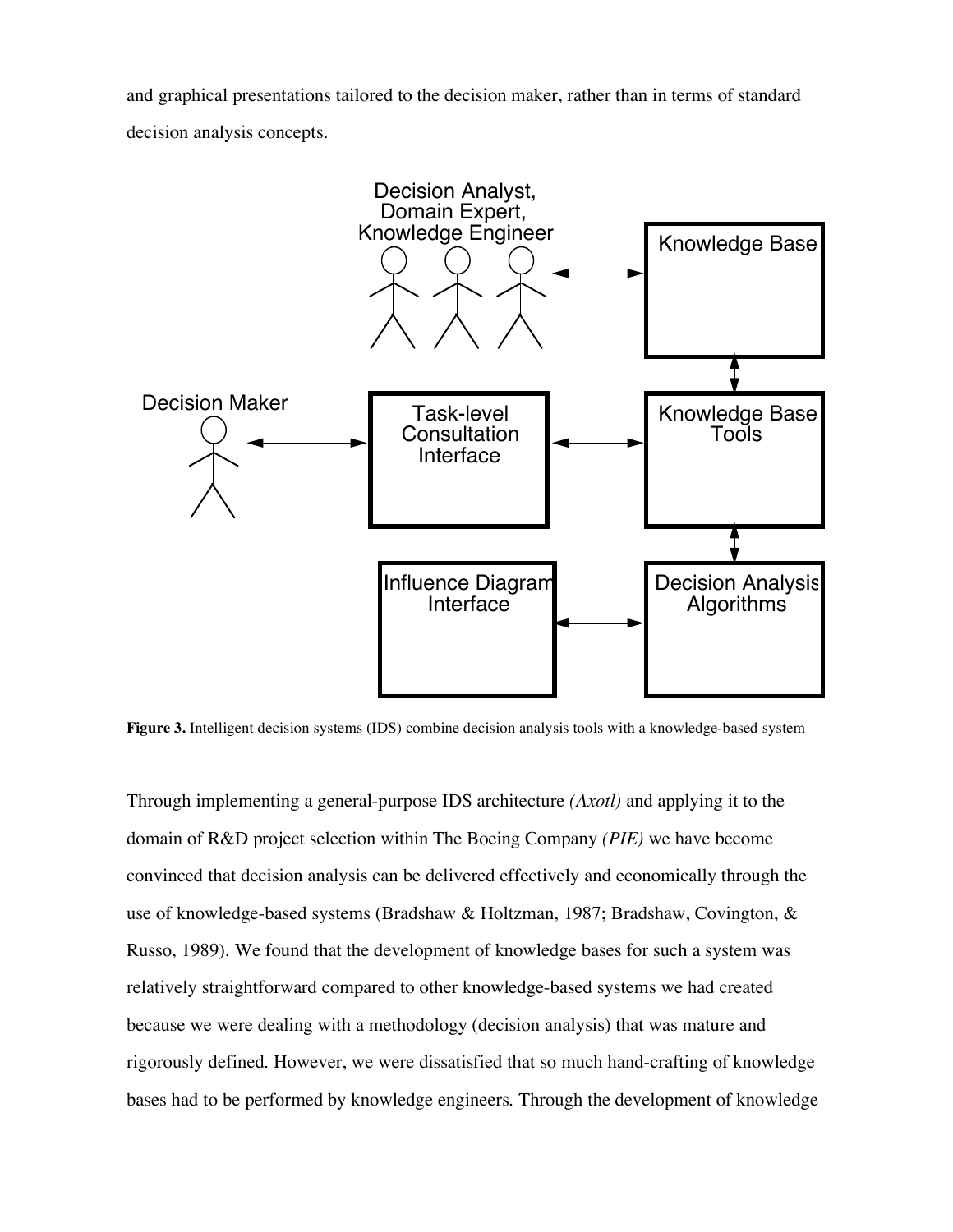and graphical presentations tailored to the decision maker, rather than in terms of standard decision analysis concepts.

**Figure 3.** Intelligent decision systems (IDS) combine decision analysis tools with a knowledge-based system

Through implementing a general-purpose IDS architecture *(Axotl)* and applying it to the domain of R&D project selection within The Boeing Company *(PIE)* we have become convinced that decision analysis can be delivered effectively and economically through the use of knowledge-based systems (Bradshaw & Holtzman, 1987; Bradshaw, Covington, & Russo, 1989). We found that the development of knowledge bases for such a system was relatively straightforward compared to other knowledge-based systems we had created because we were dealing with a methodology (decision analysis) that was mature and rigorously defined. However, we were dissatisfied that so much hand-crafting of knowledge bases had to be performed by knowledge engineers. Through the development of knowledge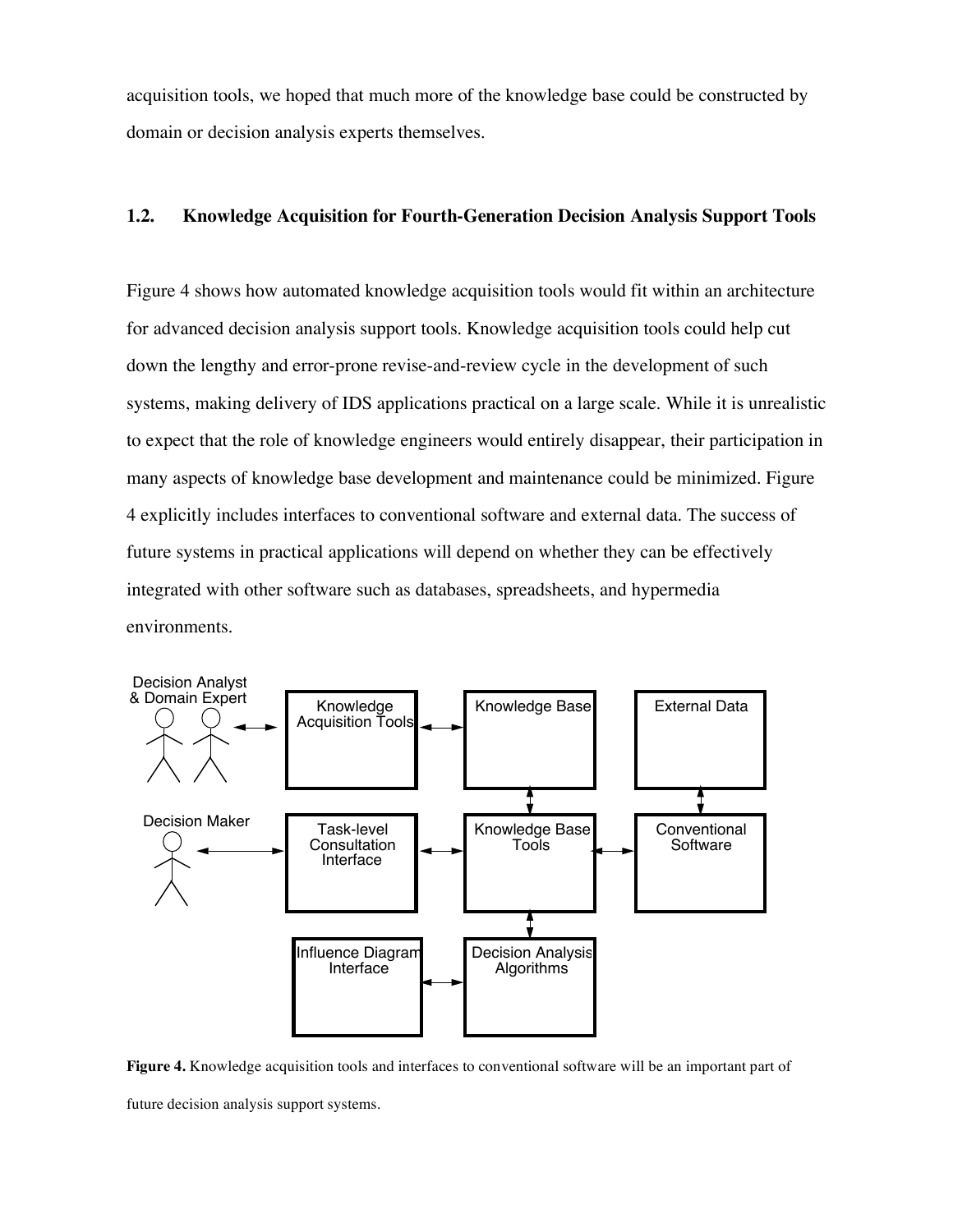acquisition tools, we hoped that much more of the knowledge base could be constructed by domain or decision analysis experts themselves.

## 1.2. Knowledge Acquisition for Fourth-Generation Decision Analysis Support Tools

Figure 4 shows how automated knowledge acquisition tools would fit within an architecture for advanced decision analysis support tools. Knowledge acquisition tools could help cut down the lengthy and error-prone revise-and-review cycle in the development of such systems, making delivery of IDS applications practical on a large scale. While it is unrealistic to expect that the role of knowledge engineers would entirely disappear, their participation in many aspects of knowledge base development and maintenance could be minimized. Figure 4 explicitly includes interfaces to conventional software and external data. The success of future systems in practical applications will depend on whether they can be effectively integrated with other software such as databases, spreadsheets, and hypermedia environments.

**Figure 4.** Knowledge acquisition tools and interfaces to conventional software will be an important part of future decision analysis support systems.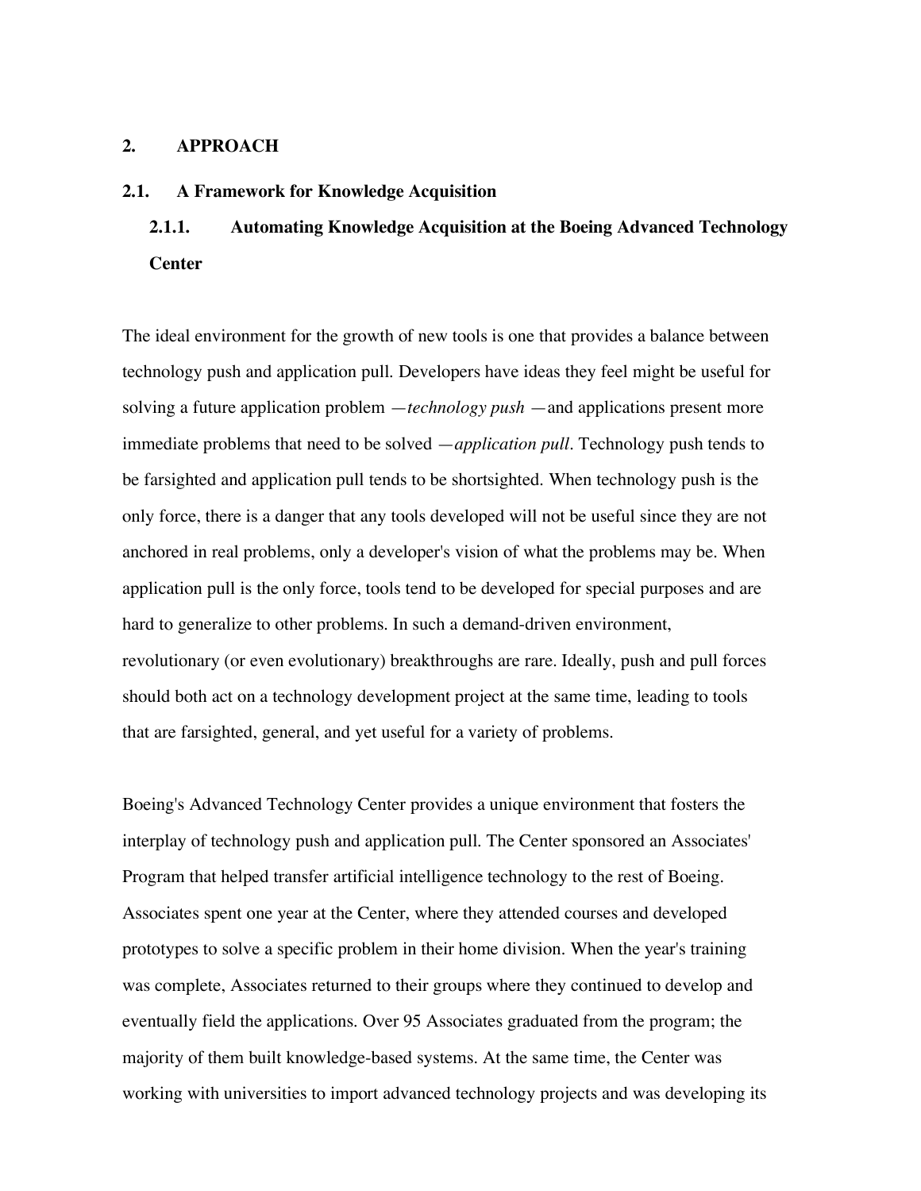# 2. APPROACH

## 2.1. A Framework for Knowledge Acquisition

### 2.1.1. Automating Knowledge Acquisition at the Boeing Advanced Technology Center

The ideal environment for the growth of new tools is one that provides a balance between technology push and application pull. Developers have ideas they feel might be useful for solving a future application problem —*technology push* —and applications present more immediate problems that need to be solved —*application pull*. Technology push tends to be farsighted and application pull tends to be shortsighted. When technology push is the only force, there is a danger that any tools developed will not be useful since they are not anchored in real problems, only a developer's vision of what the problems may be. When application pull is the only force, tools tend to be developed for special purposes and are hard to generalize to other problems. In such a demand-driven environment, revolutionary (or even evolutionary) breakthroughs are rare. Ideally, push and pull forces should both act on a technology development project at the same time, leading to tools that are farsighted, general, and yet useful for a variety of problems.

Boeing's Advanced Technology Center provides a unique environment that fosters the interplay of technology push and application pull. The Center sponsored an Associates' Program that helped transfer artificial intelligence technology to the rest of Boeing. Associates spent one year at the Center, where they attended courses and developed prototypes to solve a specific problem in their home division. When the year's training was complete, Associates returned to their groups where they continued to develop and eventually field the applications. Over 95 Associates graduated from the program; the majority of them built knowledge-based systems. At the same time, the Center was working with universities to import advanced technology projects and was developing its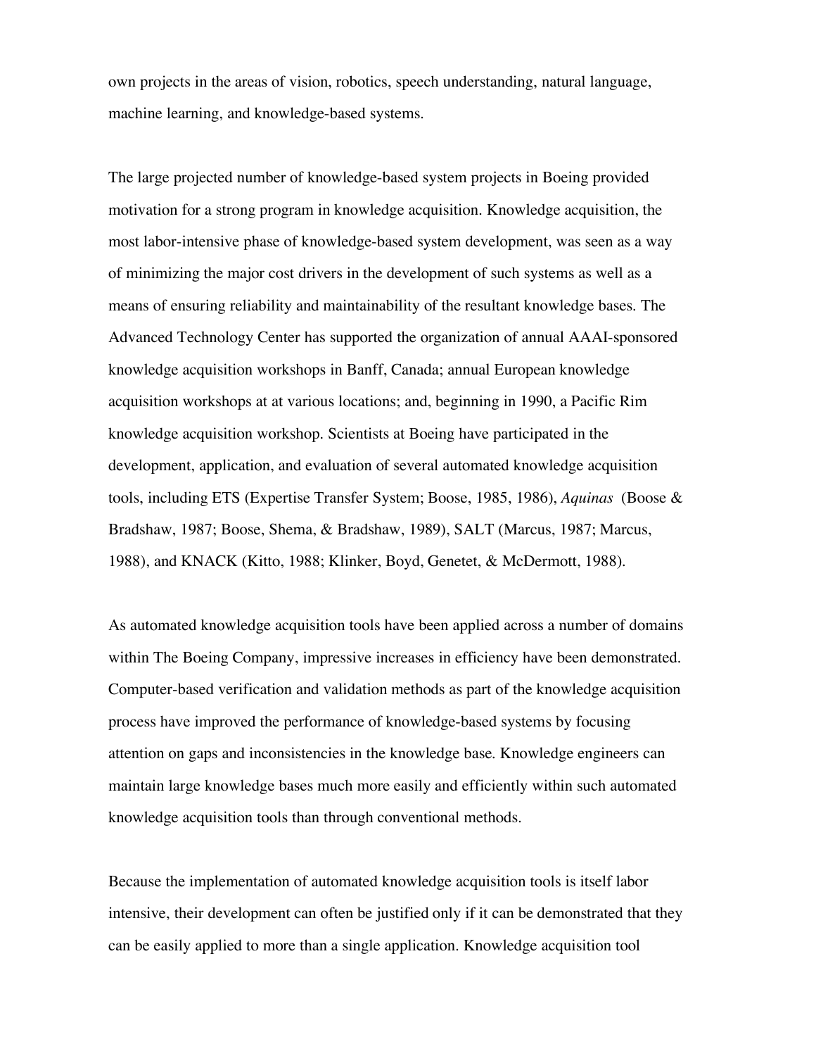own projects in the areas of vision, robotics, speech understanding, natural language, machine learning, and knowledge-based systems.

The large projected number of knowledge-based system projects in Boeing provided motivation for a strong program in knowledge acquisition. Knowledge acquisition, the most labor-intensive phase of knowledge-based system development, was seen as a way of minimizing the major cost drivers in the development of such systems as well as a means of ensuring reliability and maintainability of the resultant knowledge bases. The Advanced Technology Center has supported the organization of annual AAAI-sponsored knowledge acquisition workshops in Banff, Canada; annual European knowledge acquisition workshops at at various locations; and, beginning in 1990, a Pacific Rim knowledge acquisition workshop. Scientists at Boeing have participated in the development, application, and evaluation of several automated knowledge acquisition tools, including ETS (Expertise Transfer System; Boose, 1985, 1986), *Aquinas* (Boose & Bradshaw, 1987; Boose, Shema, & Bradshaw, 1989), SALT (Marcus, 1987; Marcus, 1988), and KNACK (Kitto, 1988; Klinker, Boyd, Genetet, & McDermott, 1988).

As automated knowledge acquisition tools have been applied across a number of domains within The Boeing Company, impressive increases in efficiency have been demonstrated. Computer-based verification and validation methods as part of the knowledge acquisition process have improved the performance of knowledge-based systems by focusing attention on gaps and inconsistencies in the knowledge base. Knowledge engineers can maintain large knowledge bases much more easily and efficiently within such automated knowledge acquisition tools than through conventional methods.

Because the implementation of automated knowledge acquisition tools is itself labor intensive, their development can often be justified only if it can be demonstrated that they can be easily applied to more than a single application. Knowledge acquisition tool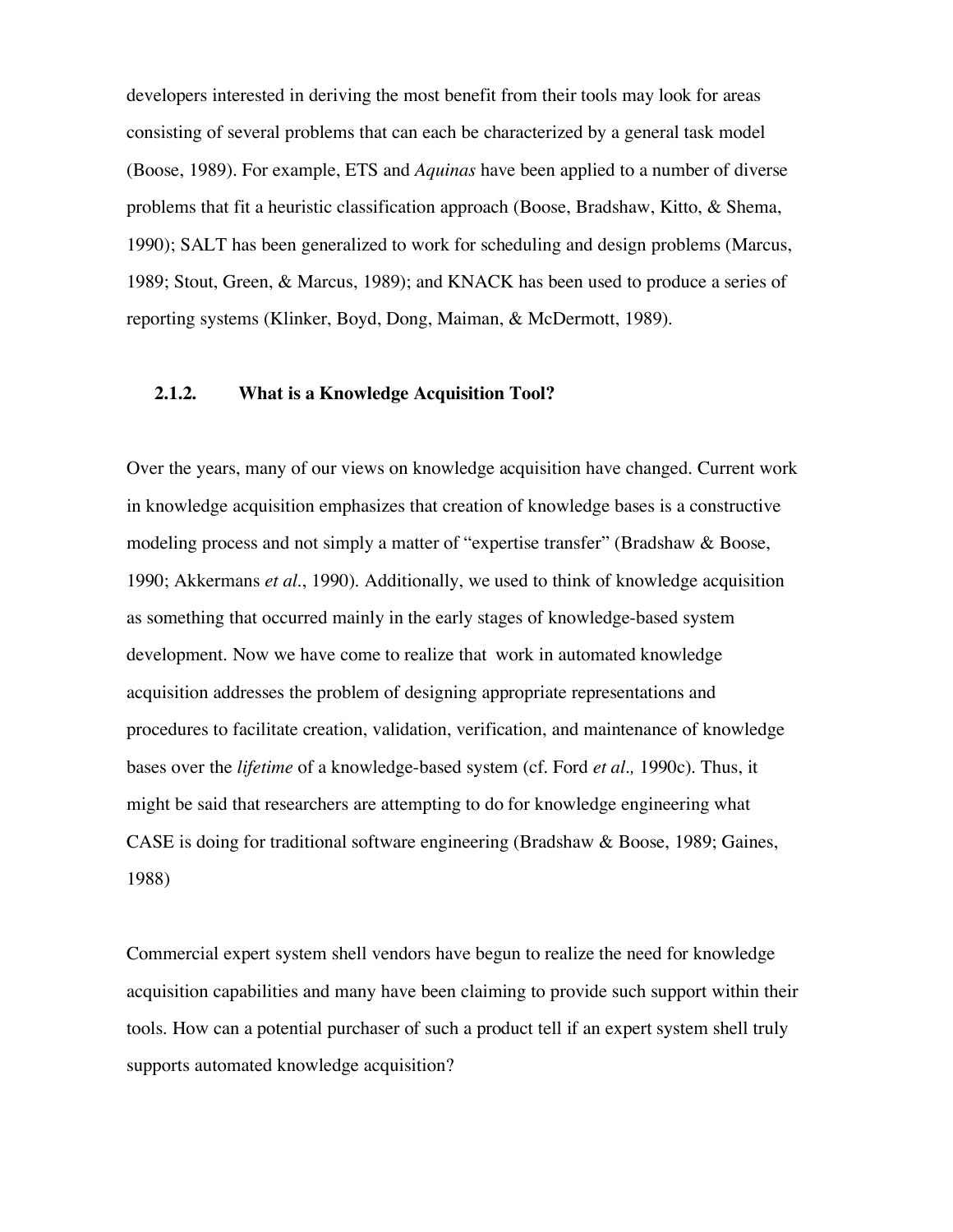developers interested in deriving the most benefit from their tools may look for areas consisting of several problems that can each be characterized by a general task model (Boose, 1989). For example, ETS and *Aquinas* have been applied to a number of diverse problems that fit a heuristic classification approach (Boose, Bradshaw, Kitto, & Shema, 1990); SALT has been generalized to work for scheduling and design problems (Marcus, 1989; Stout, Green, & Marcus, 1989); and KNACK has been used to produce a series of reporting systems (Klinker, Boyd, Dong, Maiman, & McDermott, 1989).

### 2.1.2. What is a Knowledge Acquisition Tool?

Over the years, many of our views on knowledge acquisition have changed. Current work in knowledge acquisition emphasizes that creation of knowledge bases is a constructive modeling process and not simply a matter of "expertise transfer" (Bradshaw & Boose, 1990; Akkermans *et al*., 1990). Additionally, we used to think of knowledge acquisition as something that occurred mainly in the early stages of knowledge-based system development. Now we have come to realize that work in automated knowledge acquisition addresses the problem of designing appropriate representations and procedures to facilitate creation, validation, verification, and maintenance of knowledge bases over the *lifetime* of a knowledge-based system (cf. Ford *et al.,* 1990c). Thus, it might be said that researchers are attempting to do for knowledge engineering what CASE is doing for traditional software engineering (Bradshaw & Boose, 1989; Gaines, 1988)

Commercial expert system shell vendors have begun to realize the need for knowledge acquisition capabilities and many have been claiming to provide such support within their tools. How can a potential purchaser of such a product tell if an expert system shell truly supports automated knowledge acquisition?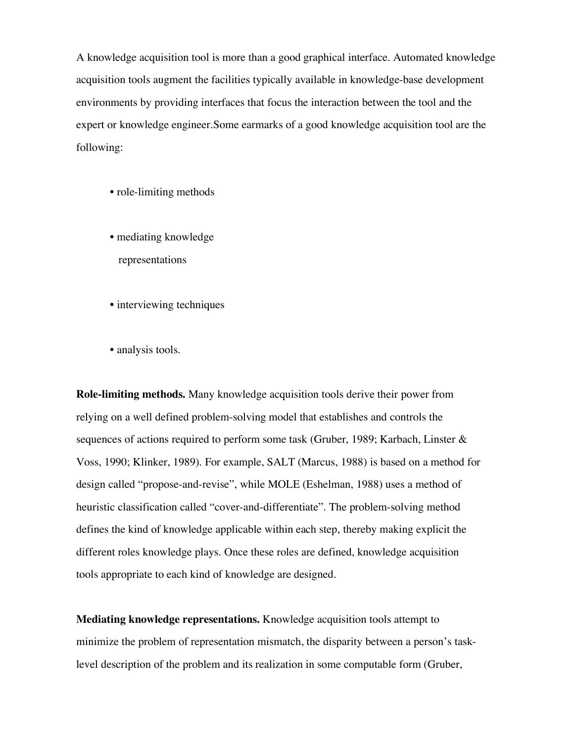A knowledge acquisition tool is more than a good graphical interface. Automated knowledge acquisition tools augment the facilities typically available in knowledge-base development environments by providing interfaces that focus the interaction between the tool and the expert or knowledge engineer.Some earmarks of a good knowledge acquisition tool are the following:

- role-limiting methods
- mediating knowledge representations
- interviewing techniques
- analysis tools.

**Role-limiting methods.** Many knowledge acquisition tools derive their power from relying on a well defined problem-solving model that establishes and controls the sequences of actions required to perform some task (Gruber, 1989; Karbach, Linster & Voss, 1990; Klinker, 1989). For example, SALT (Marcus, 1988) is based on a method for design called "propose-and-revise", while MOLE (Eshelman, 1988) uses a method of heuristic classification called "cover-and-differentiate". The problem-solving method defines the kind of knowledge applicable within each step, thereby making explicit the different roles knowledge plays. Once these roles are defined, knowledge acquisition tools appropriate to each kind of knowledge are designed.

**Mediating knowledge representations.** Knowledge acquisition tools attempt to minimize the problem of representation mismatch, the disparity between a person's task-level description of the problem and its realization in some computable form (Gruber,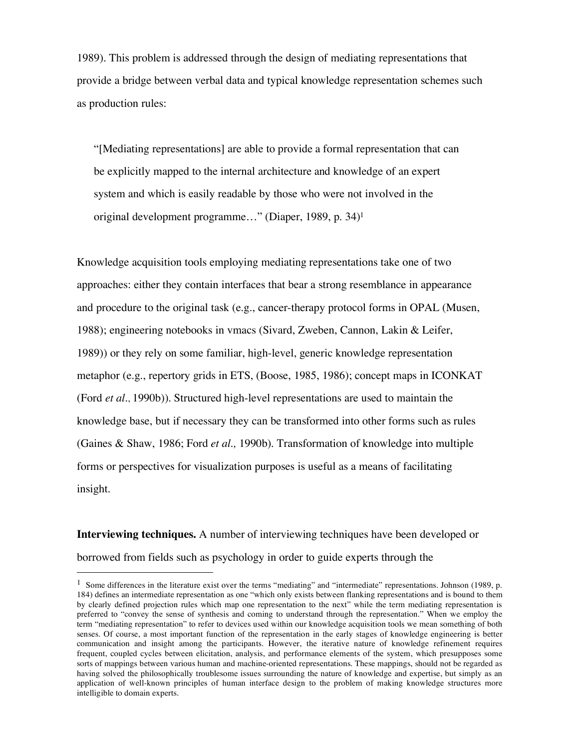1989). This problem is addressed through the design of mediating representations that provide a bridge between verbal data and typical knowledge representation schemes such as production rules:

> "[Mediating representations] are able to provide a formal representation that can be explicitly mapped to the internal architecture and knowledge of an expert system and which is easily readable by those who were not involved in the original development programme…" (Diaper, 1989, p. 34)[1]

Knowledge acquisition tools employing mediating representations take one of two approaches: either they contain interfaces that bear a strong resemblance in appearance and procedure to the original task (e.g., cancer-therapy protocol forms in OPAL (Musen, 1988); engineering notebooks in vmacs (Sivard, Zweben, Cannon, Lakin & Leifer, 1989)) or they rely on some familiar, high-level, generic knowledge representation metaphor (e.g., repertory grids in ETS, (Boose, 1985, 1986); concept maps in ICONKAT (Ford *et al*., 1990b)). Structured high-level representations are used to maintain the knowledge base, but if necessary they can be transformed into other forms such as rules (Gaines & Shaw, 1986; Ford *et al.,* 1990b). Transformation of knowledge into multiple forms or perspectives for visualization purposes is useful as a means of facilitating insight.

**Interviewing techniques.** A number of interviewing techniques have been developed or borrowed from fields such as psychology in order to guide experts through the

---

[1] Some differences in the literature exist over the terms "mediating" and "intermediate" representations. Johnson (1989, p. 184) defines an intermediate representation as one "which only exists between flanking representations and is bound to them by clearly defined projection rules which map one representation to the next" while the term mediating representation is preferred to "convey the sense of synthesis and coming to understand through the representation." When we employ the term "mediating representation" to refer to devices used within our knowledge acquisition tools we mean something of both senses. Of course, a most important function of the representation in the early stages of knowledge engineering is better communication and insight among the participants. However, the iterative nature of knowledge refinement requires frequent, coupled cycles between elicitation, analysis, and performance elements of the system, which presupposes some sorts of mappings between various human and machine-oriented representations. These mappings, should not be regarded as having solved the philosophically troublesome issues surrounding the nature of knowledge and expertise, but simply as an application of well-known principles of human interface design to the problem of making knowledge structures more intelligible to domain experts.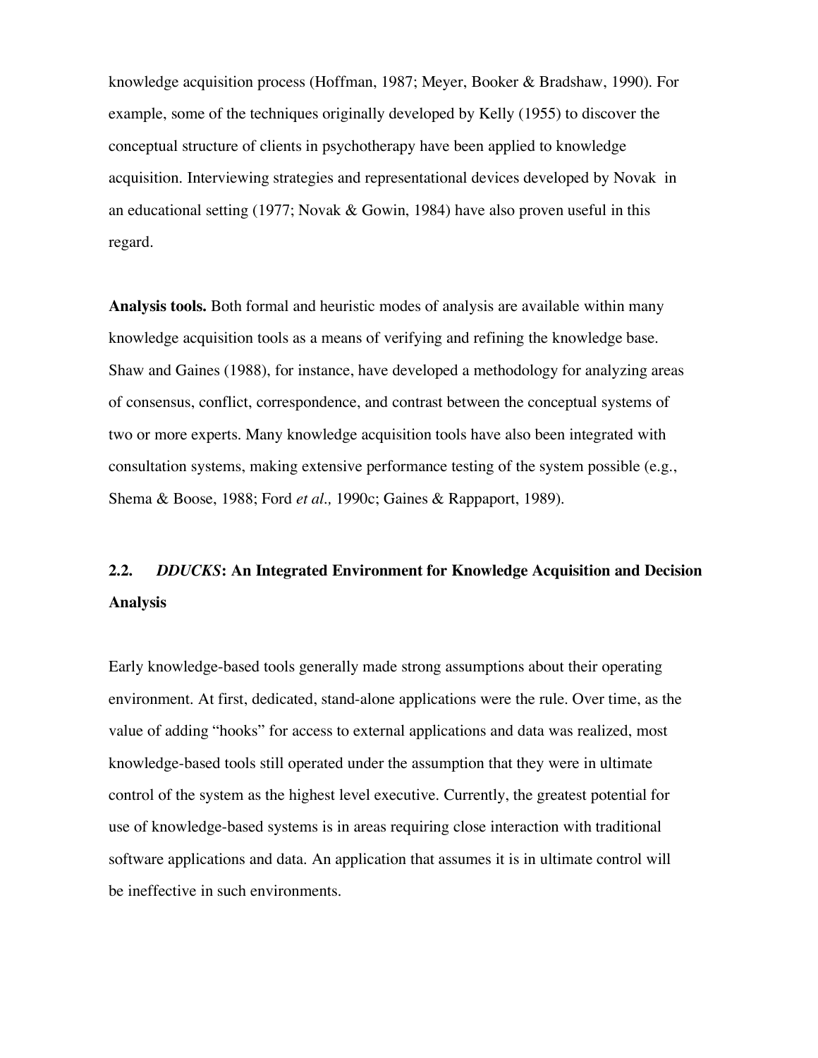knowledge acquisition process (Hoffman, 1987; Meyer, Booker & Bradshaw, 1990). For example, some of the techniques originally developed by Kelly (1955) to discover the conceptual structure of clients in psychotherapy have been applied to knowledge acquisition. Interviewing strategies and representational devices developed by Novak in an educational setting (1977; Novak & Gowin, 1984) have also proven useful in this regard.

**Analysis tools.** Both formal and heuristic modes of analysis are available within many knowledge acquisition tools as a means of verifying and refining the knowledge base. Shaw and Gaines (1988), for instance, have developed a methodology for analyzing areas of consensus, conflict, correspondence, and contrast between the conceptual systems of two or more experts. Many knowledge acquisition tools have also been integrated with consultation systems, making extensive performance testing of the system possible (e.g., Shema & Boose, 1988; Ford *et al.,* 1990c; Gaines & Rappaport, 1989).

### 2.2. *DDUCKS*: An Integrated Environment for Knowledge Acquisition and Decision Analysis

Early knowledge-based tools generally made strong assumptions about their operating environment. At first, dedicated, stand-alone applications were the rule. Over time, as the value of adding "hooks" for access to external applications and data was realized, most knowledge-based tools still operated under the assumption that they were in ultimate control of the system as the highest level executive. Currently, the greatest potential for use of knowledge-based systems is in areas requiring close interaction with traditional software applications and data. An application that assumes it is in ultimate control will be ineffective in such environments.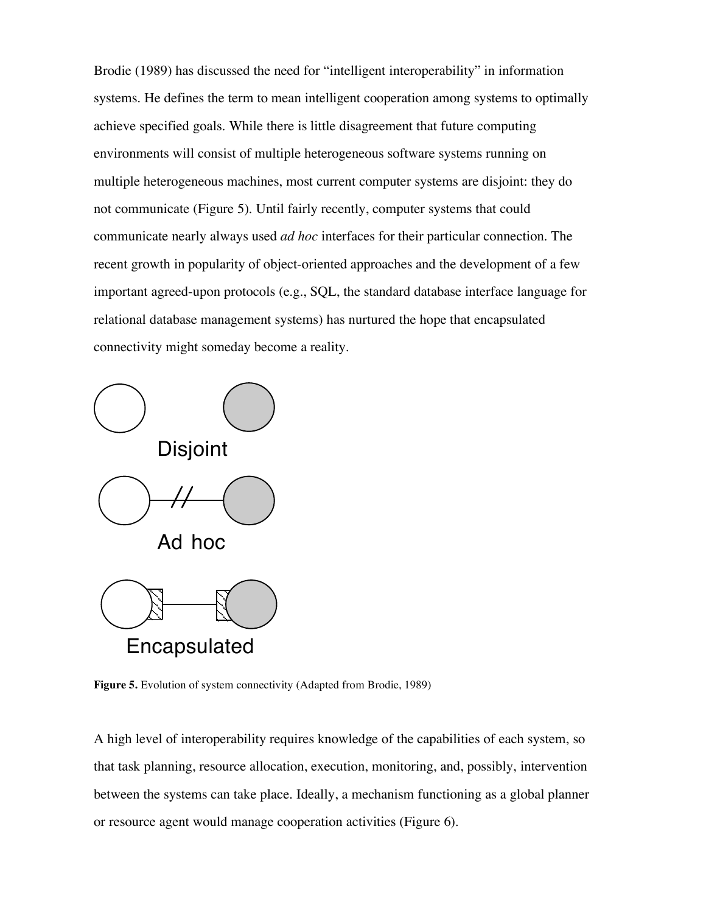Brodie (1989) has discussed the need for "intelligent interoperability" in information systems. He defines the term to mean intelligent cooperation among systems to optimally achieve specified goals. While there is little disagreement that future computing environments will consist of multiple heterogeneous software systems running on multiple heterogeneous machines, most current computer systems are disjoint: they do not communicate (Figure 5). Until fairly recently, computer systems that could communicate nearly always used *ad hoc* interfaces for their particular connection. The recent growth in popularity of object-oriented approaches and the development of a few important agreed-upon protocols (e.g., SQL, the standard database interface language for relational database management systems) has nurtured the hope that encapsulated connectivity might someday become a reality.

Disjoint

Ad hoc

Encapsulated

**Figure 5.** Evolution of system connectivity (Adapted from Brodie, 1989)

A high level of interoperability requires knowledge of the capabilities of each system, so that task planning, resource allocation, execution, monitoring, and, possibly, intervention between the systems can take place. Ideally, a mechanism functioning as a global planner or resource agent would manage cooperation activities (Figure 6).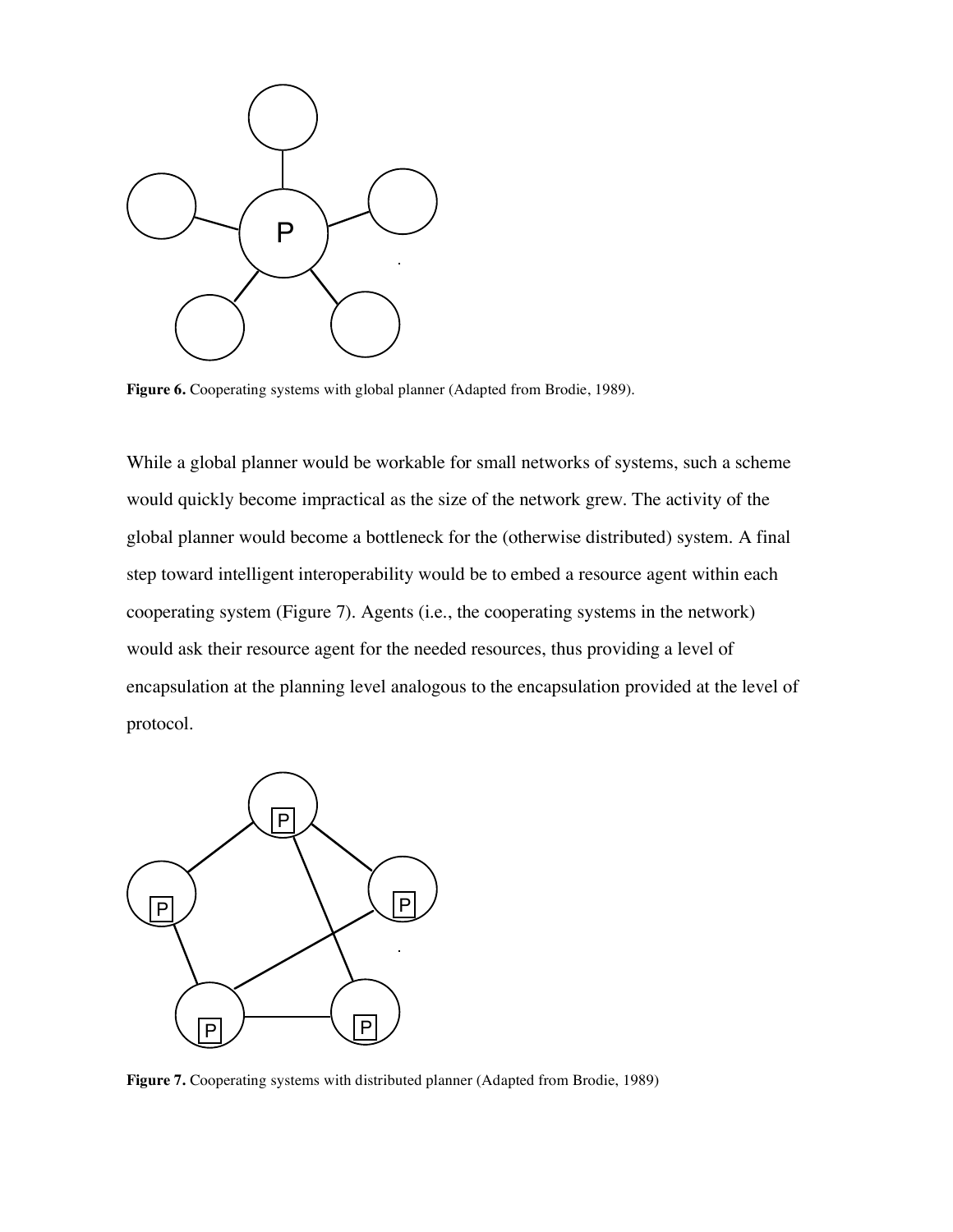**Figure 6.** Cooperating systems with global planner (Adapted from Brodie, 1989).

While a global planner would be workable for small networks of systems, such a scheme would quickly become impractical as the size of the network grew. The activity of the global planner would become a bottleneck for the (otherwise distributed) system. A final step toward intelligent interoperability would be to embed a resource agent within each cooperating system (Figure 7). Agents (i.e., the cooperating systems in the network) would ask their resource agent for the needed resources, thus providing a level of encapsulation at the planning level analogous to the encapsulation provided at the level of protocol.

**Figure 7.** Cooperating systems with distributed planner (Adapted from Brodie, 1989)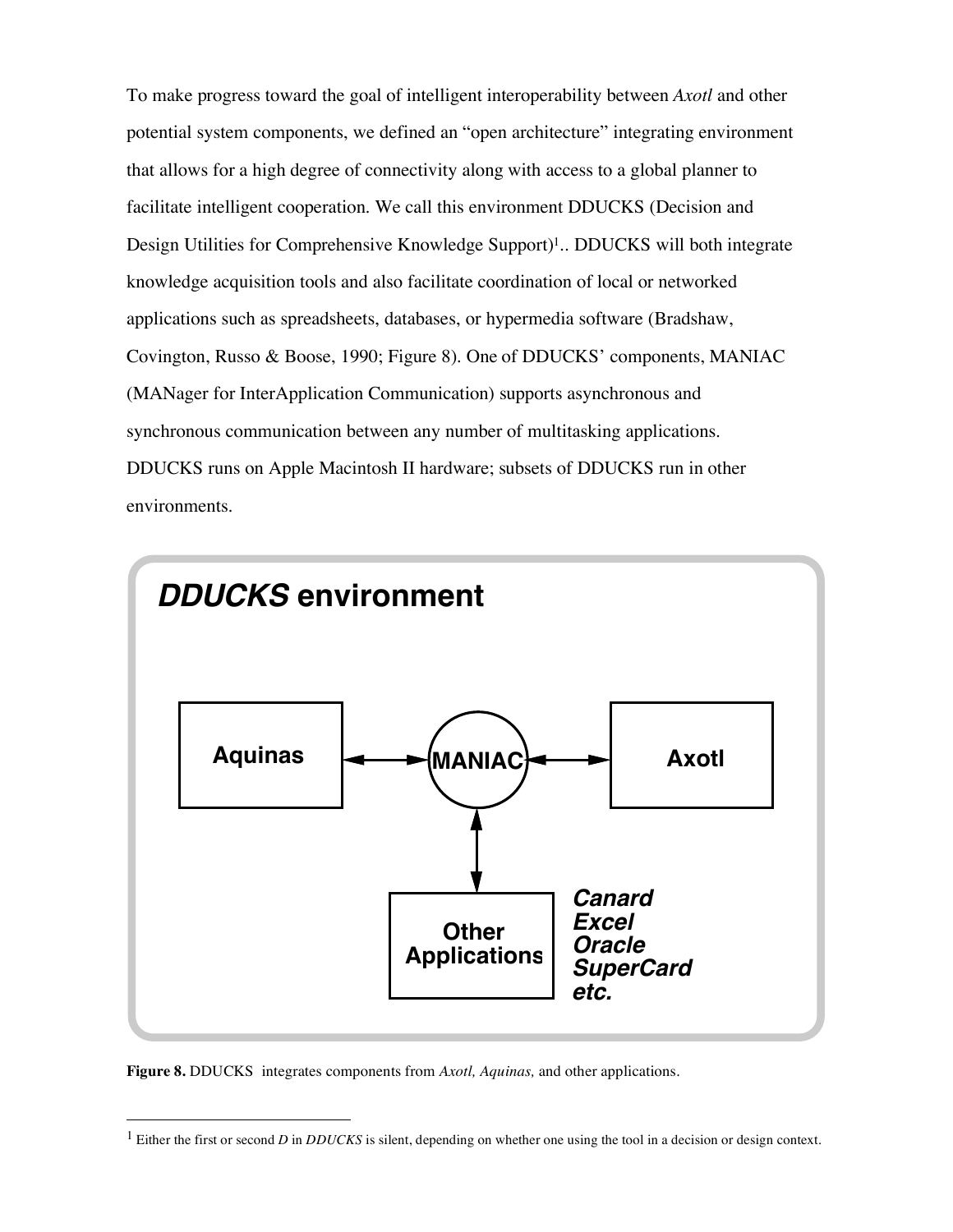To make progress toward the goal of intelligent interoperability between *Axotl* and other potential system components, we defined an “open architecture” integrating environment that allows for a high degree of connectivity along with access to a global planner to facilitate intelligent cooperation. We call this environment DDUCKS (Decision and Design Utilities for Comprehensive Knowledge Support)[1].. DDUCKS will both integrate knowledge acquisition tools and also facilitate coordination of local or networked applications such as spreadsheets, databases, or hypermedia software (Bradshaw, Covington, Russo & Boose, 1990; Figure 8). One of DDUCKS’ components, MANIAC (MANager for InterApplication Communication) supports asynchronous and synchronous communication between any number of multitasking applications. DDUCKS runs on Apple Macintosh II hardware; subsets of DDUCKS run in other environments.

***DDUCKS* environment**

Aquinas ⟷ MANIAC ⟷ Axotl

MANIAC ⟷ Other Applications (*Canard*, *Excel*, *Oracle*, *SuperCard*, *etc.*)

**Figure 8.** DDUCKS integrates components from *Axotl, Aquinas,* and other applications.

[1] Either the first or second *D* in *DDUCKS* is silent, depending on whether one using the tool in a decision or design context.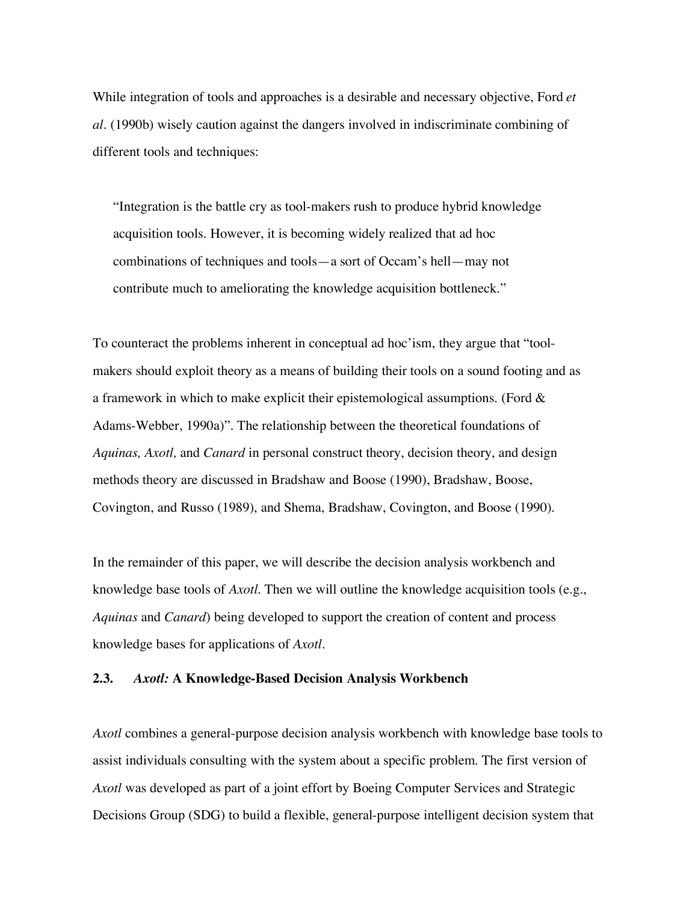While integration of tools and approaches is a desirable and necessary objective, Ford *et al*. (1990b) wisely caution against the dangers involved in indiscriminate combining of different tools and techniques:

> "Integration is the battle cry as tool-makers rush to produce hybrid knowledge acquisition tools. However, it is becoming widely realized that ad hoc combinations of techniques and tools—a sort of Occam's hell—may not contribute much to ameliorating the knowledge acquisition bottleneck."

To counteract the problems inherent in conceptual ad hoc'ism, they argue that "tool-makers should exploit theory as a means of building their tools on a sound footing and as a framework in which to make explicit their epistemological assumptions. (Ford & Adams-Webber, 1990a)". The relationship between the theoretical foundations of *Aquinas, Axotl,* and *Canard* in personal construct theory, decision theory, and design methods theory are discussed in Bradshaw and Boose (1990), Bradshaw, Boose, Covington, and Russo (1989), and Shema, Bradshaw, Covington, and Boose (1990).

In the remainder of this paper, we will describe the decision analysis workbench and knowledge base tools of *Axotl*. Then we will outline the knowledge acquisition tools (e.g., *Aquinas* and *Canard*) being developed to support the creation of content and process knowledge bases for applications of *Axotl*.

### 2.3. *Axotl:* A Knowledge-Based Decision Analysis Workbench

*Axotl* combines a general-purpose decision analysis workbench with knowledge base tools to assist individuals consulting with the system about a specific problem. The first version of *Axotl* was developed as part of a joint effort by Boeing Computer Services and Strategic Decisions Group (SDG) to build a flexible, general-purpose intelligent decision system that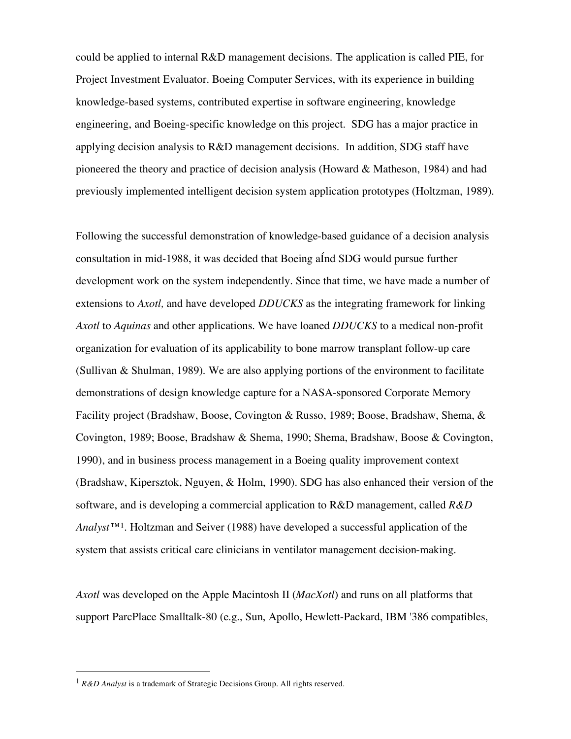could be applied to internal R&D management decisions. The application is called PIE, for Project Investment Evaluator. Boeing Computer Services, with its experience in building knowledge-based systems, contributed expertise in software engineering, knowledge engineering, and Boeing-specific knowledge on this project. SDG has a major practice in applying decision analysis to R&D management decisions. In addition, SDG staff have pioneered the theory and practice of decision analysis (Howard & Matheson, 1984) and had previously implemented intelligent decision system application prototypes (Holtzman, 1989).

Following the successful demonstration of knowledge-based guidance of a decision analysis consultation in mid-1988, it was decided that Boeing aÍnd SDG would pursue further development work on the system independently. Since that time, we have made a number of extensions to *Axotl,* and have developed *DDUCKS* as the integrating framework for linking *Axotl* to *Aquinas* and other applications. We have loaned *DDUCKS* to a medical non-profit organization for evaluation of its applicability to bone marrow transplant follow-up care (Sullivan & Shulman, 1989). We are also applying portions of the environment to facilitate demonstrations of design knowledge capture for a NASA-sponsored Corporate Memory Facility project (Bradshaw, Boose, Covington & Russo, 1989; Boose, Bradshaw, Shema, & Covington, 1989; Boose, Bradshaw & Shema, 1990; Shema, Bradshaw, Boose & Covington, 1990), and in business process management in a Boeing quality improvement context (Bradshaw, Kipersztok, Nguyen, & Holm, 1990). SDG has also enhanced their version of the software, and is developing a commercial application to R&D management, called *R&D Analyst*™[1]. Holtzman and Seiver (1988) have developed a successful application of the system that assists critical care clinicians in ventilator management decision-making.

*Axotl* was developed on the Apple Macintosh II (*MacXotl*) and runs on all platforms that support ParcPlace Smalltalk-80 (e.g., Sun, Apollo, Hewlett-Packard, IBM '386 compatibles,

---

[1] *R&D Analyst* is a trademark of Strategic Decisions Group. All rights reserved.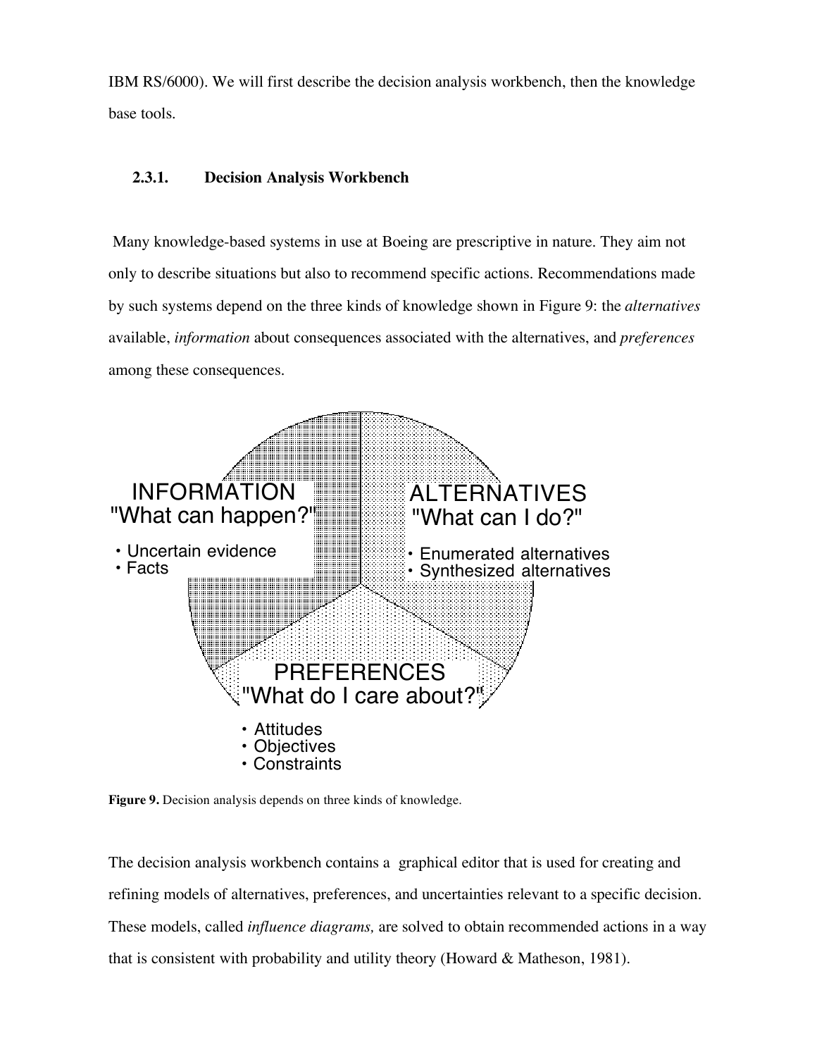IBM RS/6000). We will first describe the decision analysis workbench, then the knowledge base tools.

### 2.3.1. Decision Analysis Workbench

Many knowledge-based systems in use at Boeing are prescriptive in nature. They aim not only to describe situations but also to recommend specific actions. Recommendations made by such systems depend on the three kinds of knowledge shown in Figure 9: the *alternatives* available, *information* about consequences associated with the alternatives, and *preferences* among these consequences.

INFORMATION
"What can happen?"

- Uncertain evidence
- Facts

ALTERNATIVES
"What can I do?"

- Enumerated alternatives
- Synthesized alternatives

PREFERENCES
"What do I care about?"

- Attitudes
- Objectives
- Constraints

**Figure 9.** Decision analysis depends on three kinds of knowledge.

The decision analysis workbench contains a graphical editor that is used for creating and refining models of alternatives, preferences, and uncertainties relevant to a specific decision. These models, called *influence diagrams,* are solved to obtain recommended actions in a way that is consistent with probability and utility theory (Howard & Matheson, 1981).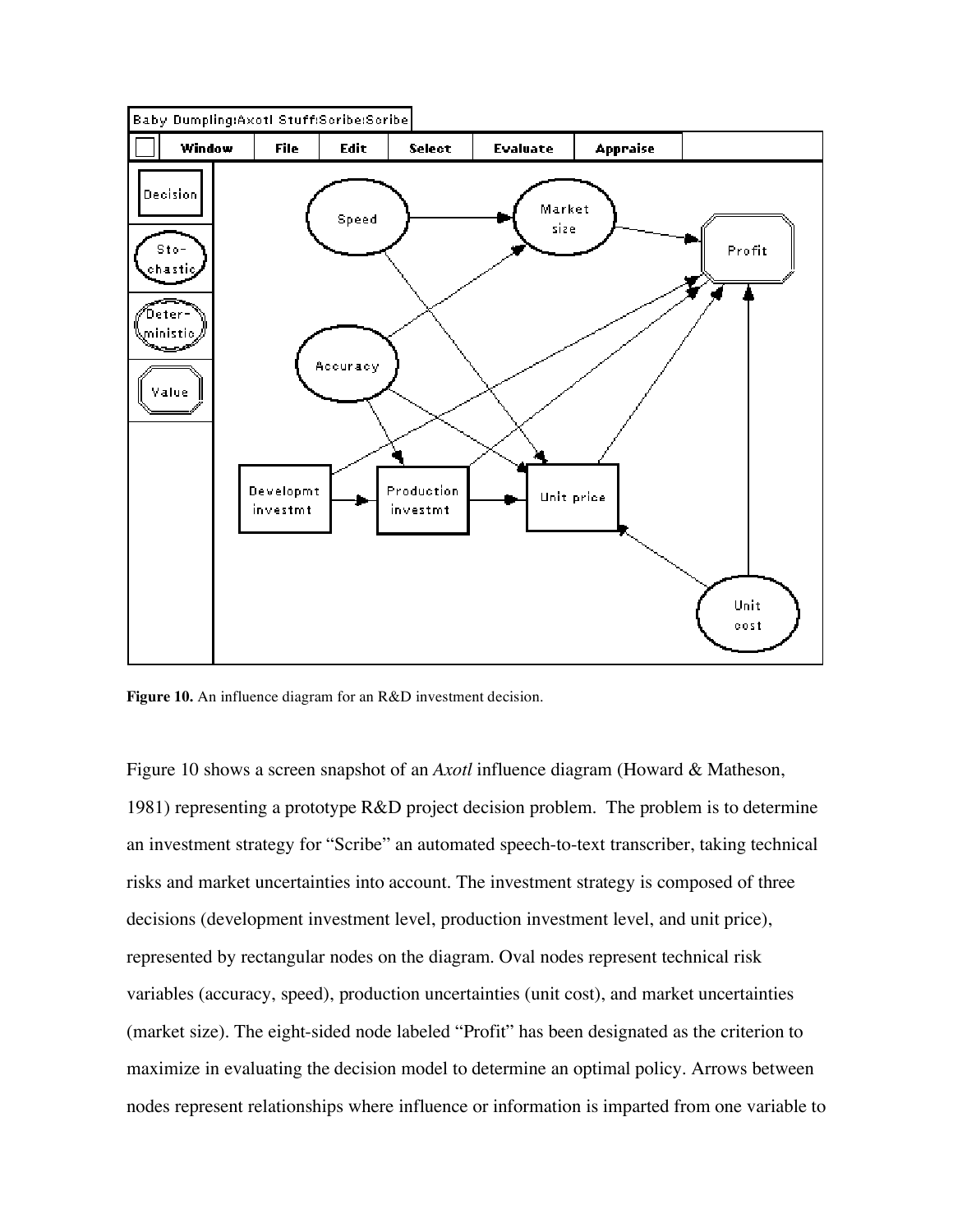**Figure 10.** An influence diagram for an R&D investment decision.

Figure 10 shows a screen snapshot of an *Axotl* influence diagram (Howard & Matheson, 1981) representing a prototype R&D project decision problem. The problem is to determine an investment strategy for "Scribe" an automated speech-to-text transcriber, taking technical risks and market uncertainties into account. The investment strategy is composed of three decisions (development investment level, production investment level, and unit price), represented by rectangular nodes on the diagram. Oval nodes represent technical risk variables (accuracy, speed), production uncertainties (unit cost), and market uncertainties (market size). The eight-sided node labeled "Profit" has been designated as the criterion to maximize in evaluating the decision model to determine an optimal policy. Arrows between nodes represent relationships where influence or information is imparted from one variable to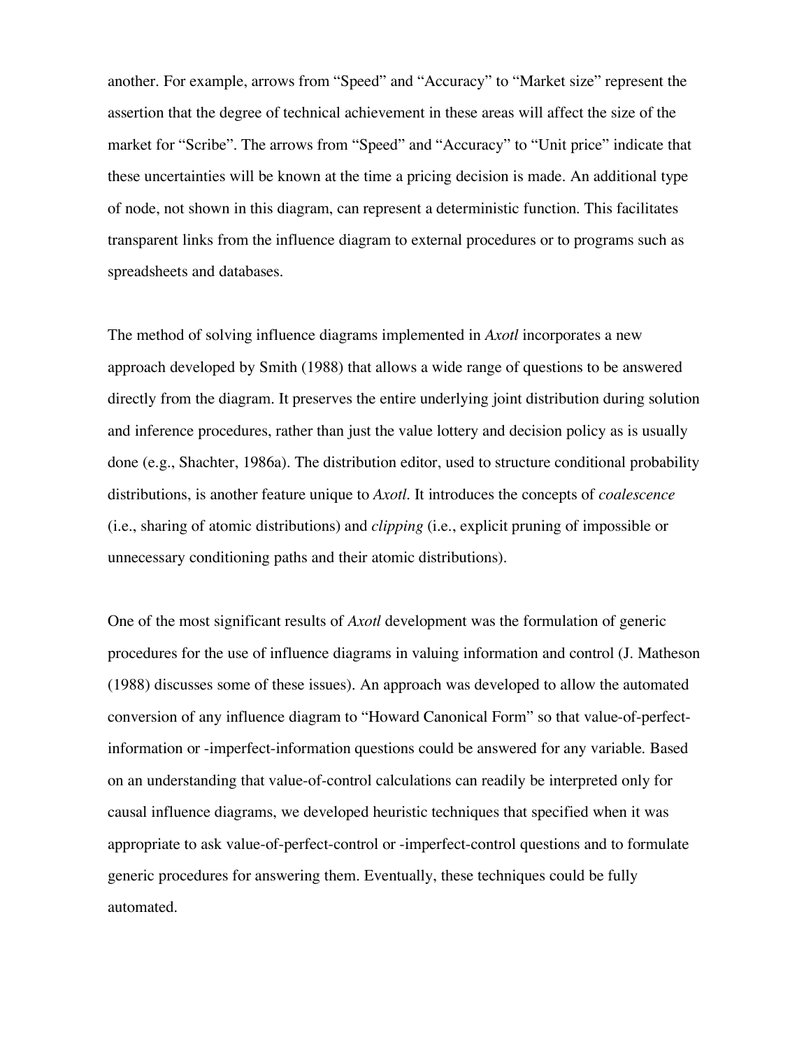another. For example, arrows from “Speed” and “Accuracy” to “Market size” represent the assertion that the degree of technical achievement in these areas will affect the size of the market for “Scribe”. The arrows from “Speed” and “Accuracy” to “Unit price” indicate that these uncertainties will be known at the time a pricing decision is made. An additional type of node, not shown in this diagram, can represent a deterministic function. This facilitates transparent links from the influence diagram to external procedures or to programs such as spreadsheets and databases.

The method of solving influence diagrams implemented in *Axotl* incorporates a new approach developed by Smith (1988) that allows a wide range of questions to be answered directly from the diagram. It preserves the entire underlying joint distribution during solution and inference procedures, rather than just the value lottery and decision policy as is usually done (e.g., Shachter, 1986a). The distribution editor, used to structure conditional probability distributions, is another feature unique to *Axotl*. It introduces the concepts of *coalescence* (i.e., sharing of atomic distributions) and *clipping* (i.e., explicit pruning of impossible or unnecessary conditioning paths and their atomic distributions).

One of the most significant results of *Axotl* development was the formulation of generic procedures for the use of influence diagrams in valuing information and control (J. Matheson (1988) discusses some of these issues). An approach was developed to allow the automated conversion of any influence diagram to “Howard Canonical Form” so that value-of-perfect-information or -imperfect-information questions could be answered for any variable. Based on an understanding that value-of-control calculations can readily be interpreted only for causal influence diagrams, we developed heuristic techniques that specified when it was appropriate to ask value-of-perfect-control or -imperfect-control questions and to formulate generic procedures for answering them. Eventually, these techniques could be fully automated.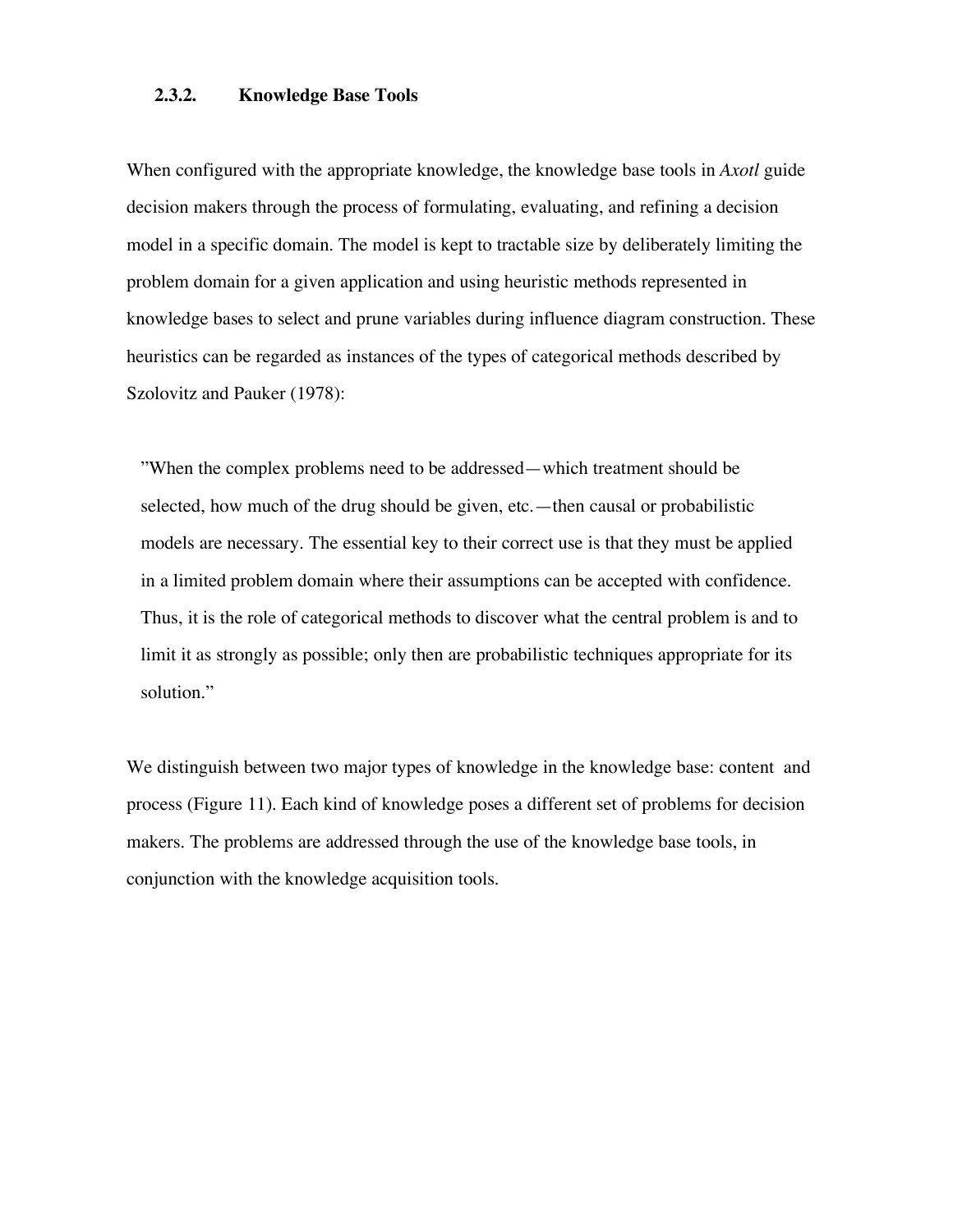### 2.3.2. Knowledge Base Tools

When configured with the appropriate knowledge, the knowledge base tools in *Axotl* guide decision makers through the process of formulating, evaluating, and refining a decision model in a specific domain. The model is kept to tractable size by deliberately limiting the problem domain for a given application and using heuristic methods represented in knowledge bases to select and prune variables during influence diagram construction. These heuristics can be regarded as instances of the types of categorical methods described by Szolovitz and Pauker (1978):

> ”When the complex problems need to be addressed—which treatment should be selected, how much of the drug should be given, etc.—then causal or probabilistic models are necessary. The essential key to their correct use is that they must be applied in a limited problem domain where their assumptions can be accepted with confidence. Thus, it is the role of categorical methods to discover what the central problem is and to limit it as strongly as possible; only then are probabilistic techniques appropriate for its solution.”

We distinguish between two major types of knowledge in the knowledge base: content and process (Figure 11). Each kind of knowledge poses a different set of problems for decision makers. The problems are addressed through the use of the knowledge base tools, in conjunction with the knowledge acquisition tools.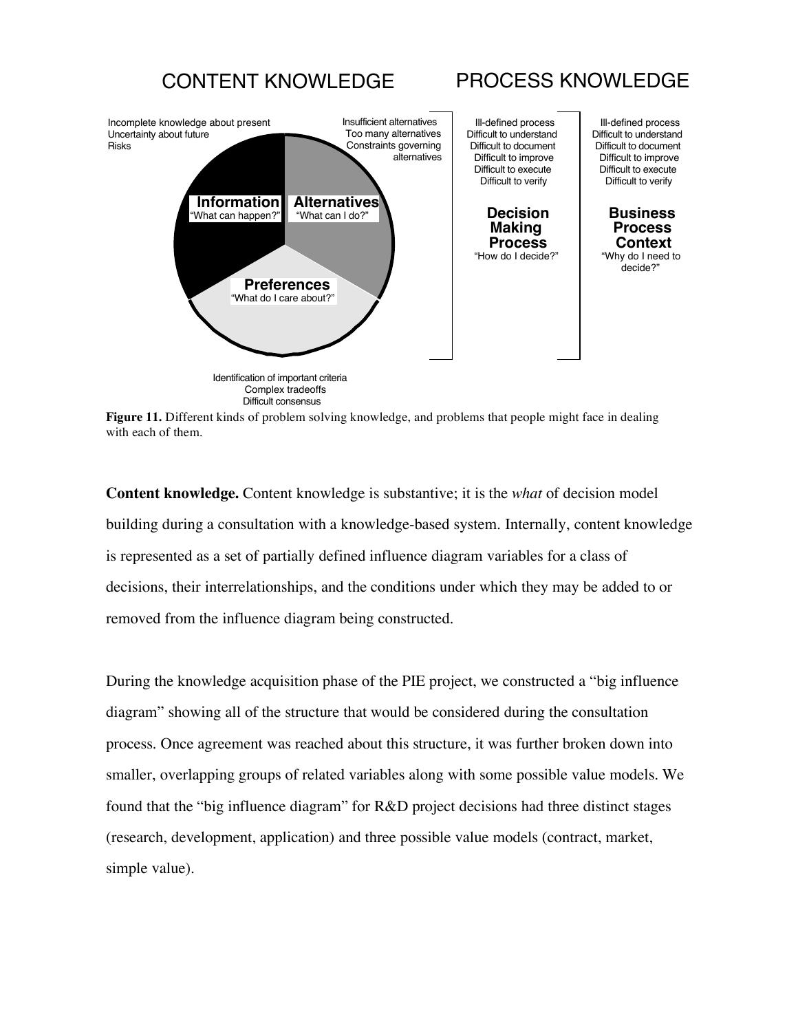CONTENT KNOWLEDGE    PROCESS KNOWLEDGE

Incomplete knowledge about present
Uncertainty about future
Risks

**Information**
"What can happen?"

Insufficient alternatives
Too many alternatives
Constraints governing alternatives

**Alternatives**
"What can I do?"

**Preferences**
"What do I care about?"

Identification of important criteria
Complex tradeoffs
Difficult consensus

Ill-defined process
Difficult to understand
Difficult to document
Difficult to improve
Difficult to execute
Difficult to verify

**Decision Making Process**
"How do I decide?"

Ill-defined process
Difficult to understand
Difficult to document
Difficult to improve
Difficult to execute
Difficult to verify

**Business Process Context**
"Why do I need to decide?"

**Figure 11.** Different kinds of problem solving knowledge, and problems that people might face in dealing with each of them.

**Content knowledge.** Content knowledge is substantive; it is the *what* of decision model building during a consultation with a knowledge-based system. Internally, content knowledge is represented as a set of partially defined influence diagram variables for a class of decisions, their interrelationships, and the conditions under which they may be added to or removed from the influence diagram being constructed.

During the knowledge acquisition phase of the PIE project, we constructed a "big influence diagram" showing all of the structure that would be considered during the consultation process. Once agreement was reached about this structure, it was further broken down into smaller, overlapping groups of related variables along with some possible value models. We found that the "big influence diagram" for R&D project decisions had three distinct stages (research, development, application) and three possible value models (contract, market, simple value).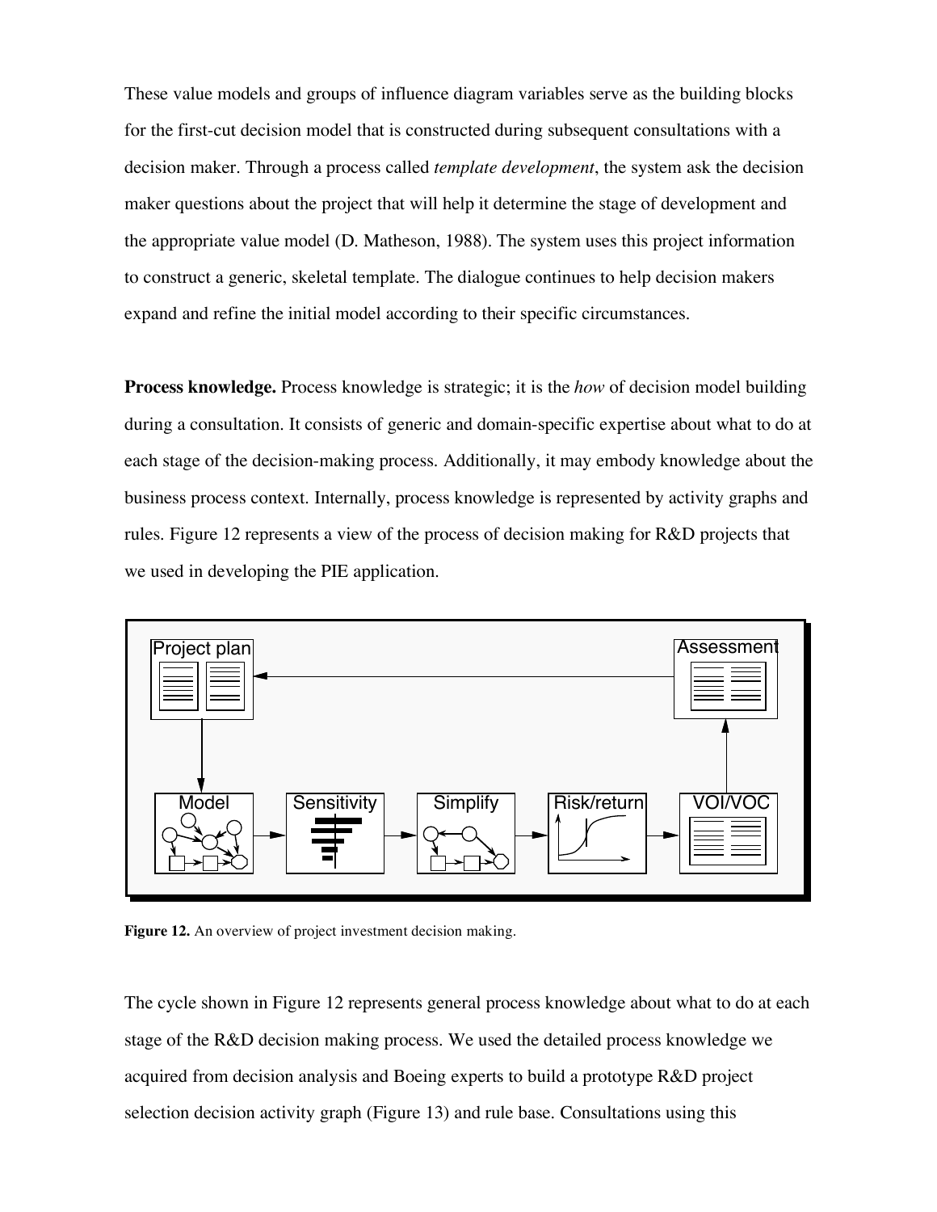These value models and groups of influence diagram variables serve as the building blocks for the first-cut decision model that is constructed during subsequent consultations with a decision maker. Through a process called *template development*, the system ask the decision maker questions about the project that will help it determine the stage of development and the appropriate value model (D. Matheson, 1988). The system uses this project information to construct a generic, skeletal template. The dialogue continues to help decision makers expand and refine the initial model according to their specific circumstances.

**Process knowledge.** Process knowledge is strategic; it is the *how* of decision model building during a consultation. It consists of generic and domain-specific expertise about what to do at each stage of the decision-making process. Additionally, it may embody knowledge about the business process context. Internally, process knowledge is represented by activity graphs and rules. Figure 12 represents a view of the process of decision making for R&D projects that we used in developing the PIE application.

**Figure 12.** An overview of project investment decision making.

The cycle shown in Figure 12 represents general process knowledge about what to do at each stage of the R&D decision making process. We used the detailed process knowledge we acquired from decision analysis and Boeing experts to build a prototype R&D project selection decision activity graph (Figure 13) and rule base. Consultations using this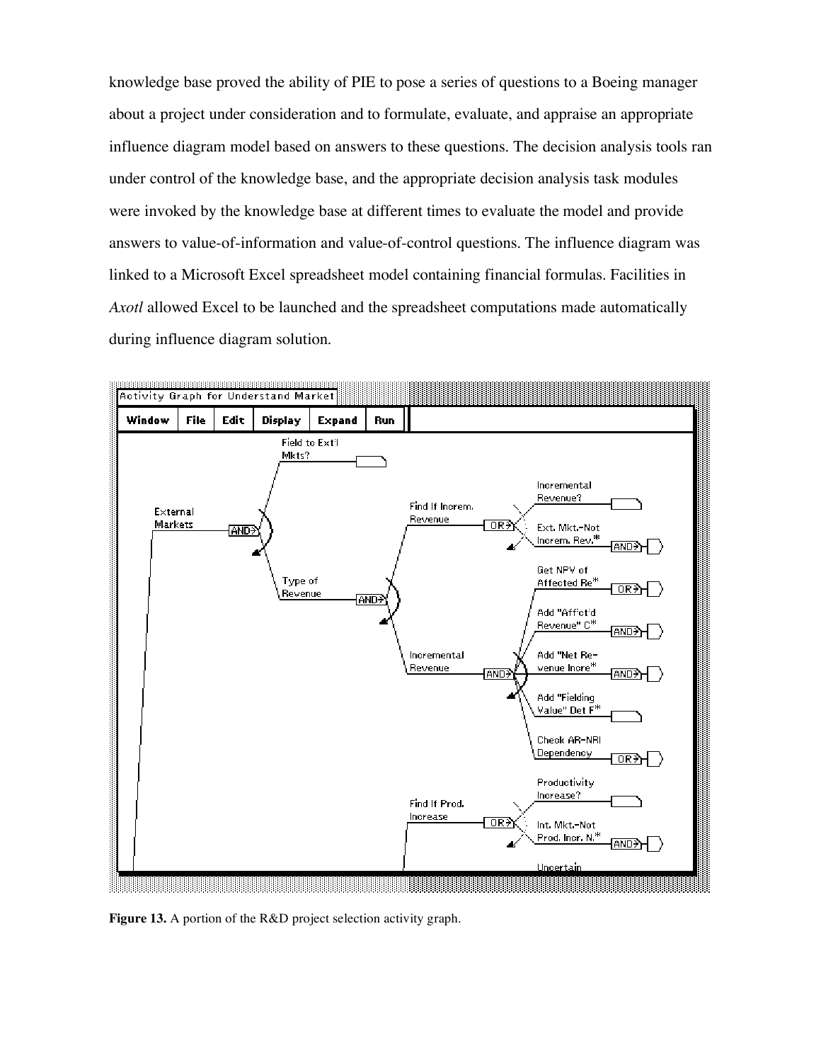knowledge base proved the ability of PIE to pose a series of questions to a Boeing manager about a project under consideration and to formulate, evaluate, and appraise an appropriate influence diagram model based on answers to these questions. The decision analysis tools ran under control of the knowledge base, and the appropriate decision analysis task modules were invoked by the knowledge base at different times to evaluate the model and provide answers to value-of-information and value-of-control questions. The influence diagram was linked to a Microsoft Excel spreadsheet model containing financial formulas. Facilities in *Axotl* allowed Excel to be launched and the spreadsheet computations made automatically during influence diagram solution.

**Figure 13.** A portion of the R&D project selection activity graph.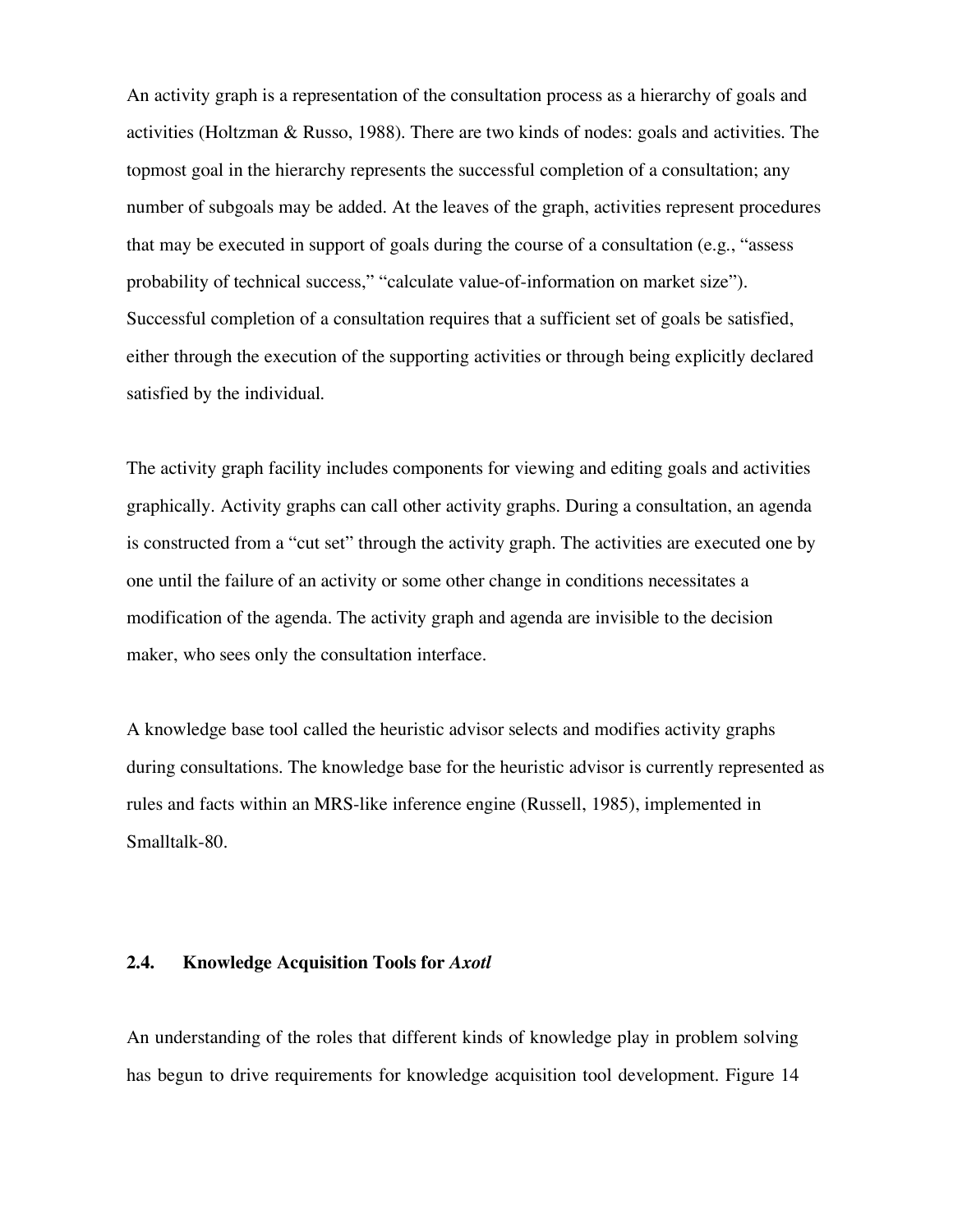An activity graph is a representation of the consultation process as a hierarchy of goals and activities (Holtzman & Russo, 1988). There are two kinds of nodes: goals and activities. The topmost goal in the hierarchy represents the successful completion of a consultation; any number of subgoals may be added. At the leaves of the graph, activities represent procedures that may be executed in support of goals during the course of a consultation (e.g., "assess probability of technical success," "calculate value-of-information on market size"). Successful completion of a consultation requires that a sufficient set of goals be satisfied, either through the execution of the supporting activities or through being explicitly declared satisfied by the individual.

The activity graph facility includes components for viewing and editing goals and activities graphically. Activity graphs can call other activity graphs. During a consultation, an agenda is constructed from a "cut set" through the activity graph. The activities are executed one by one until the failure of an activity or some other change in conditions necessitates a modification of the agenda. The activity graph and agenda are invisible to the decision maker, who sees only the consultation interface.

A knowledge base tool called the heuristic advisor selects and modifies activity graphs during consultations. The knowledge base for the heuristic advisor is currently represented as rules and facts within an MRS-like inference engine (Russell, 1985), implemented in Smalltalk-80.

## 2.4. Knowledge Acquisition Tools for *Axotl*

An understanding of the roles that different kinds of knowledge play in problem solving has begun to drive requirements for knowledge acquisition tool development. Figure 14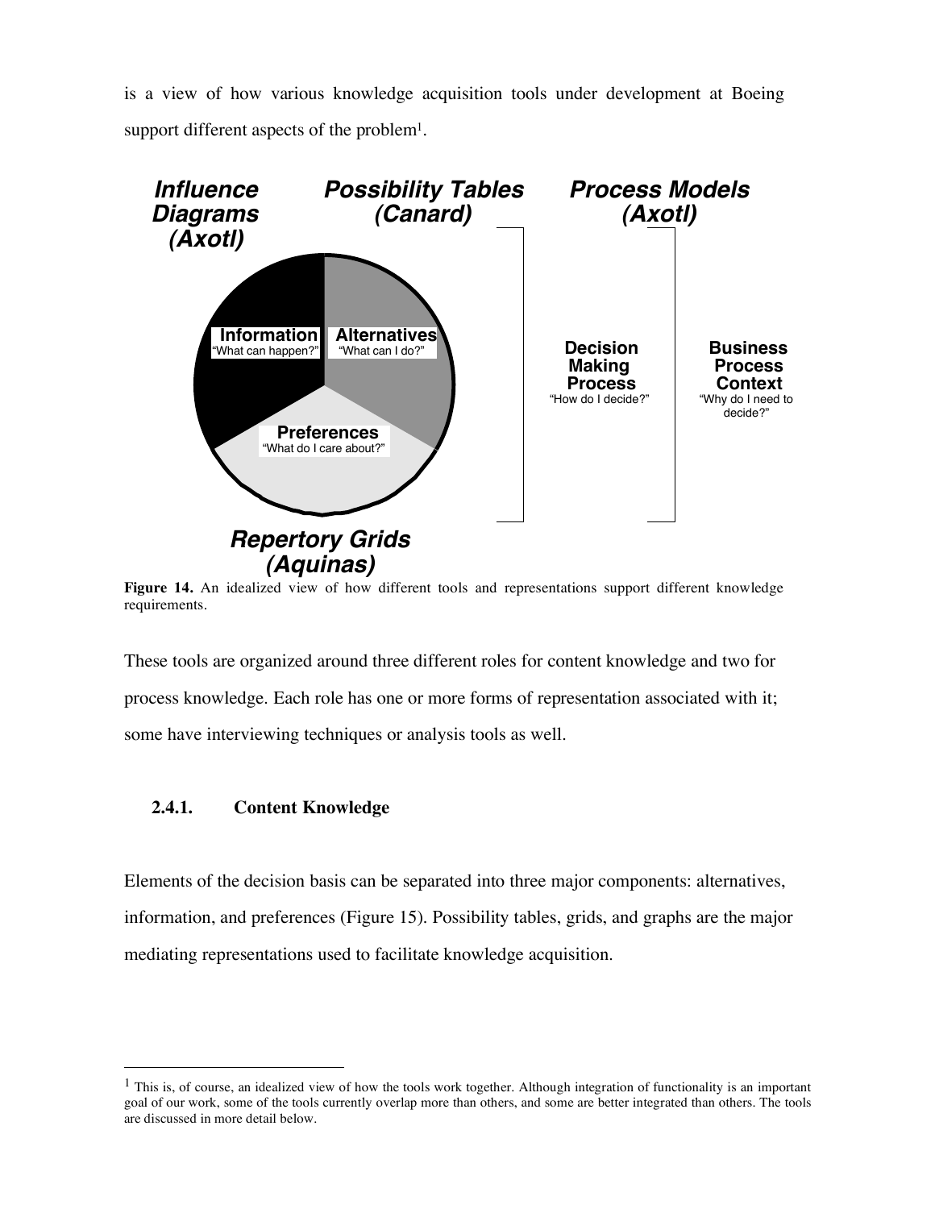is a view of how various knowledge acquisition tools under development at Boeing support different aspects of the problem[1].

**Influence Diagrams (Axotl)**

**Possibility Tables (Canard)**

**Process Models (Axotl)**

**Information** "What can happen?"

**Alternatives** "What can I do?"

**Preferences** "What do I care about?"

**Decision Making Process** "How do I decide?"

**Business Process Context** "Why do I need to decide?"

**Repertory Grids (Aquinas)**

**Figure 14.** An idealized view of how different tools and representations support different knowledge requirements.

These tools are organized around three different roles for content knowledge and two for process knowledge. Each role has one or more forms of representation associated with it; some have interviewing techniques or analysis tools as well.

### 2.4.1. Content Knowledge

Elements of the decision basis can be separated into three major components: alternatives, information, and preferences (Figure 15). Possibility tables, grids, and graphs are the major mediating representations used to facilitate knowledge acquisition.

---

[1] This is, of course, an idealized view of how the tools work together. Although integration of functionality is an important goal of our work, some of the tools currently overlap more than others, and some are better integrated than others. The tools are discussed in more detail below.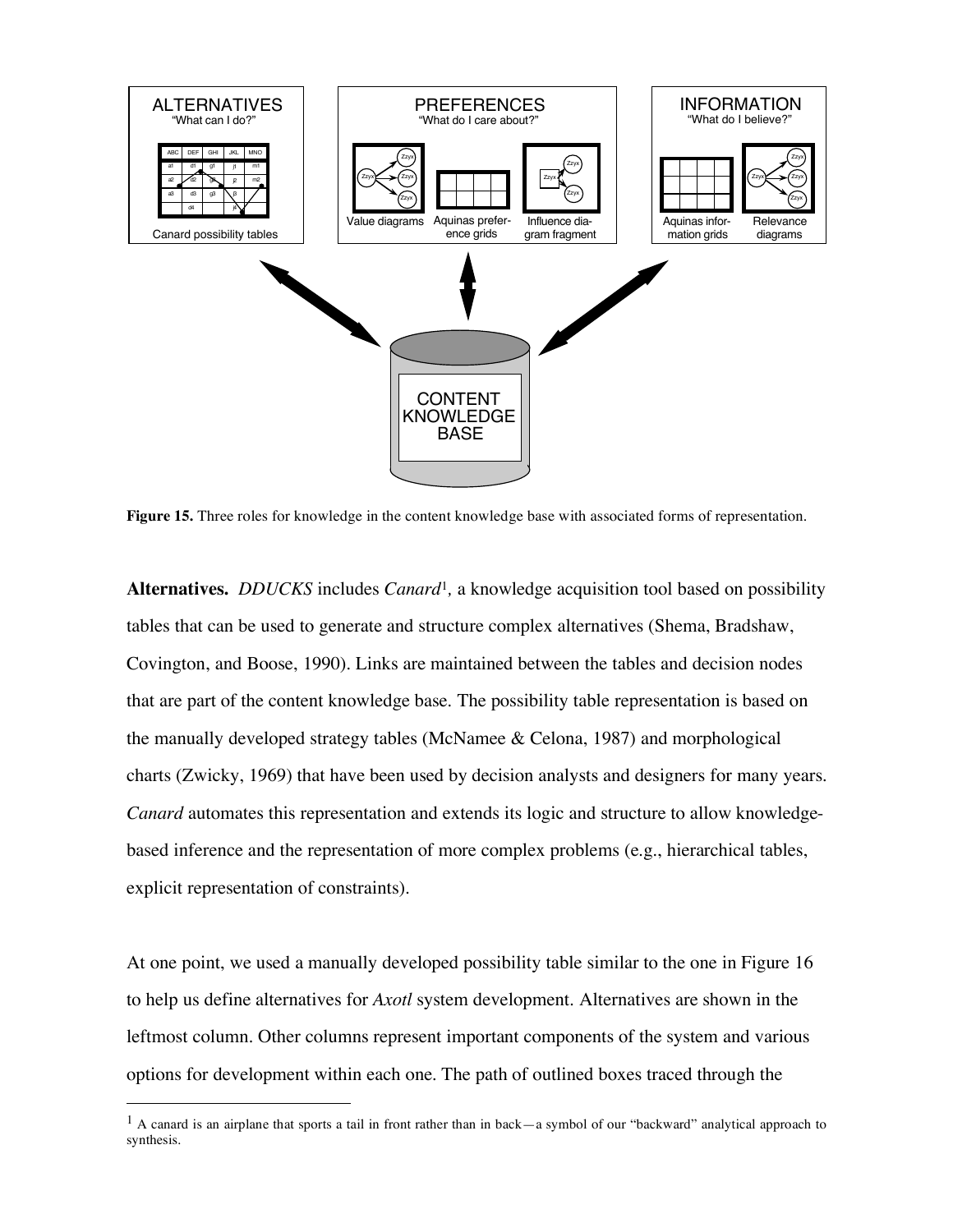**Figure 15.** Three roles for knowledge in the content knowledge base with associated forms of representation.

**Alternatives.** *DDUCKS* includes *Canard*[1], a knowledge acquisition tool based on possibility tables that can be used to generate and structure complex alternatives (Shema, Bradshaw, Covington, and Boose, 1990). Links are maintained between the tables and decision nodes that are part of the content knowledge base. The possibility table representation is based on the manually developed strategy tables (McNamee & Celona, 1987) and morphological charts (Zwicky, 1969) that have been used by decision analysts and designers for many years. *Canard* automates this representation and extends its logic and structure to allow knowledge-based inference and the representation of more complex problems (e.g., hierarchical tables, explicit representation of constraints).

At one point, we used a manually developed possibility table similar to the one in Figure 16 to help us define alternatives for *Axotl* system development. Alternatives are shown in the leftmost column. Other columns represent important components of the system and various options for development within each one. The path of outlined boxes traced through the

[1] A canard is an airplane that sports a tail in front rather than in back—a symbol of our "backward" analytical approach to synthesis.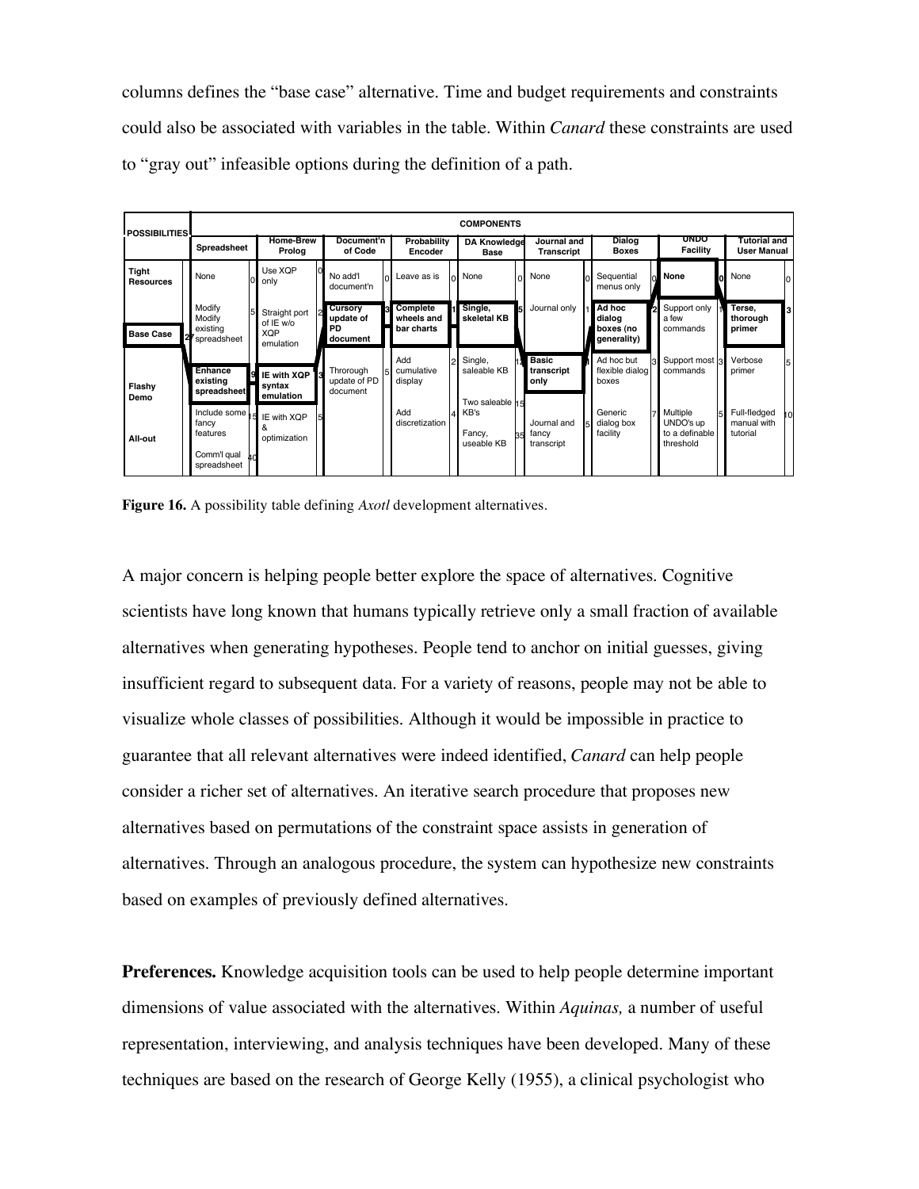columns defines the "base case" alternative. Time and budget requirements and constraints could also be associated with variables in the table. Within *Canard* these constraints are used to "gray out" infeasible options during the definition of a path.

| POSSIBILITIES | COMPONENTS | | | | | | | | |
|---|---|---|---|---|---|---|---|---|---|
| | Spreadsheet | Home-Brew Prolog | Document'n of Code | Probability Encoder | DA Knowledge Base | Journal and Transcript | Dialog Boxes | UNDO Facility | Tutorial and User Manual |
| Tight Resources | None 0 | Use XQP only 0 | No add'l document'n 0 | Leave as is 0 | None 0 | None 0 | Sequential menus only 0 | **None** 0 | None 0 |
| Base Case | Modify existing spreadsheet 5 | Straight port of IE w/o XQP emulation 2 | **Cursory update of PD document** 3 | **Complete wheels and bar charts** 1 | **Single, skeletal KB** 5 | Journal only 1 | **Ad hoc dialog boxes (no generality)** 2 | Support only a few commands 1 | **Terse, thorough primer** 3 |
| Flashy Demo | **Enhance existing spreadsheet** 9 | **IE with XQP syntax emulation** 3 | Throrough update of PD document 5 | Add cumulative display 2 | Single, saleable KB 1 | **Basic transcript only** | Ad hoc but flexible dialog boxes 3 | Support most commands 3 | Verbose primer 5 |
| All-out | Include some fancy features 15; Comm'l qual spreadsheet 40 | IE with XQP & optimization 5 | | Add discretization 4 | Two saleable KB's 15; Fancy, useable KB 35 | Journal and fancy transcript 5 | Generic dialog box facility 7 | Multiple UNDO's up to a definable threshold 5 | Full-fledged manual with tutorial 10 |

**Figure 16.** A possibility table defining *Axotl* development alternatives.

A major concern is helping people better explore the space of alternatives. Cognitive scientists have long known that humans typically retrieve only a small fraction of available alternatives when generating hypotheses. People tend to anchor on initial guesses, giving insufficient regard to subsequent data. For a variety of reasons, people may not be able to visualize whole classes of possibilities. Although it would be impossible in practice to guarantee that all relevant alternatives were indeed identified, *Canard* can help people consider a richer set of alternatives. An iterative search procedure that proposes new alternatives based on permutations of the constraint space assists in generation of alternatives. Through an analogous procedure, the system can hypothesize new constraints based on examples of previously defined alternatives.

**Preferences.** Knowledge acquisition tools can be used to help people determine important dimensions of value associated with the alternatives. Within *Aquinas,* a number of useful representation, interviewing, and analysis techniques have been developed. Many of these techniques are based on the research of George Kelly (1955), a clinical psychologist who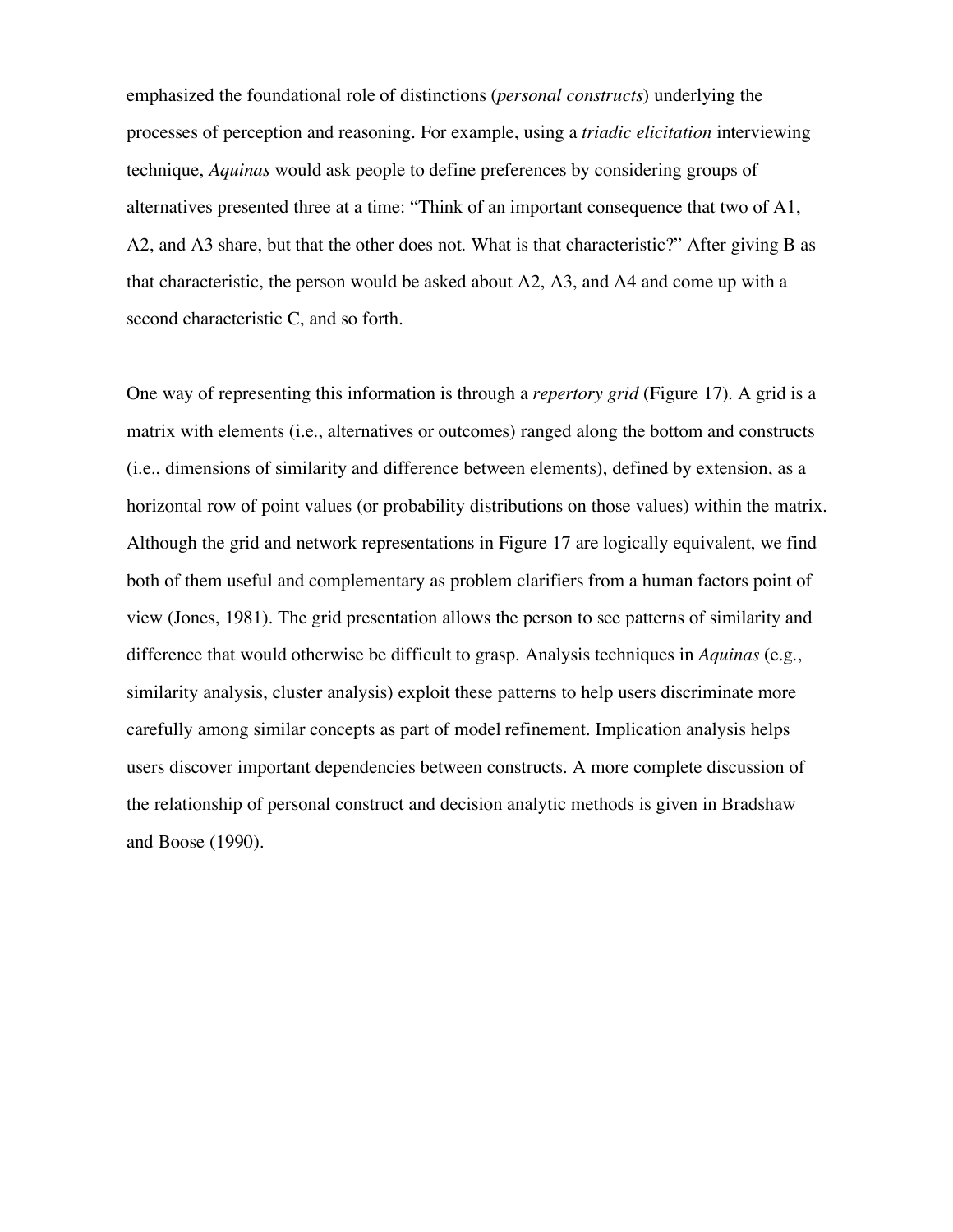emphasized the foundational role of distinctions (*personal constructs*) underlying the processes of perception and reasoning. For example, using a *triadic elicitation* interviewing technique, *Aquinas* would ask people to define preferences by considering groups of alternatives presented three at a time: "Think of an important consequence that two of A1, A2, and A3 share, but that the other does not. What is that characteristic?" After giving B as that characteristic, the person would be asked about A2, A3, and A4 and come up with a second characteristic C, and so forth.

One way of representing this information is through a *repertory grid* (Figure 17). A grid is a matrix with elements (i.e., alternatives or outcomes) ranged along the bottom and constructs (i.e., dimensions of similarity and difference between elements), defined by extension, as a horizontal row of point values (or probability distributions on those values) within the matrix. Although the grid and network representations in Figure 17 are logically equivalent, we find both of them useful and complementary as problem clarifiers from a human factors point of view (Jones, 1981). The grid presentation allows the person to see patterns of similarity and difference that would otherwise be difficult to grasp. Analysis techniques in *Aquinas* (e.g., similarity analysis, cluster analysis) exploit these patterns to help users discriminate more carefully among similar concepts as part of model refinement. Implication analysis helps users discover important dependencies between constructs. A more complete discussion of the relationship of personal construct and decision analytic methods is given in Bradshaw and Boose (1990).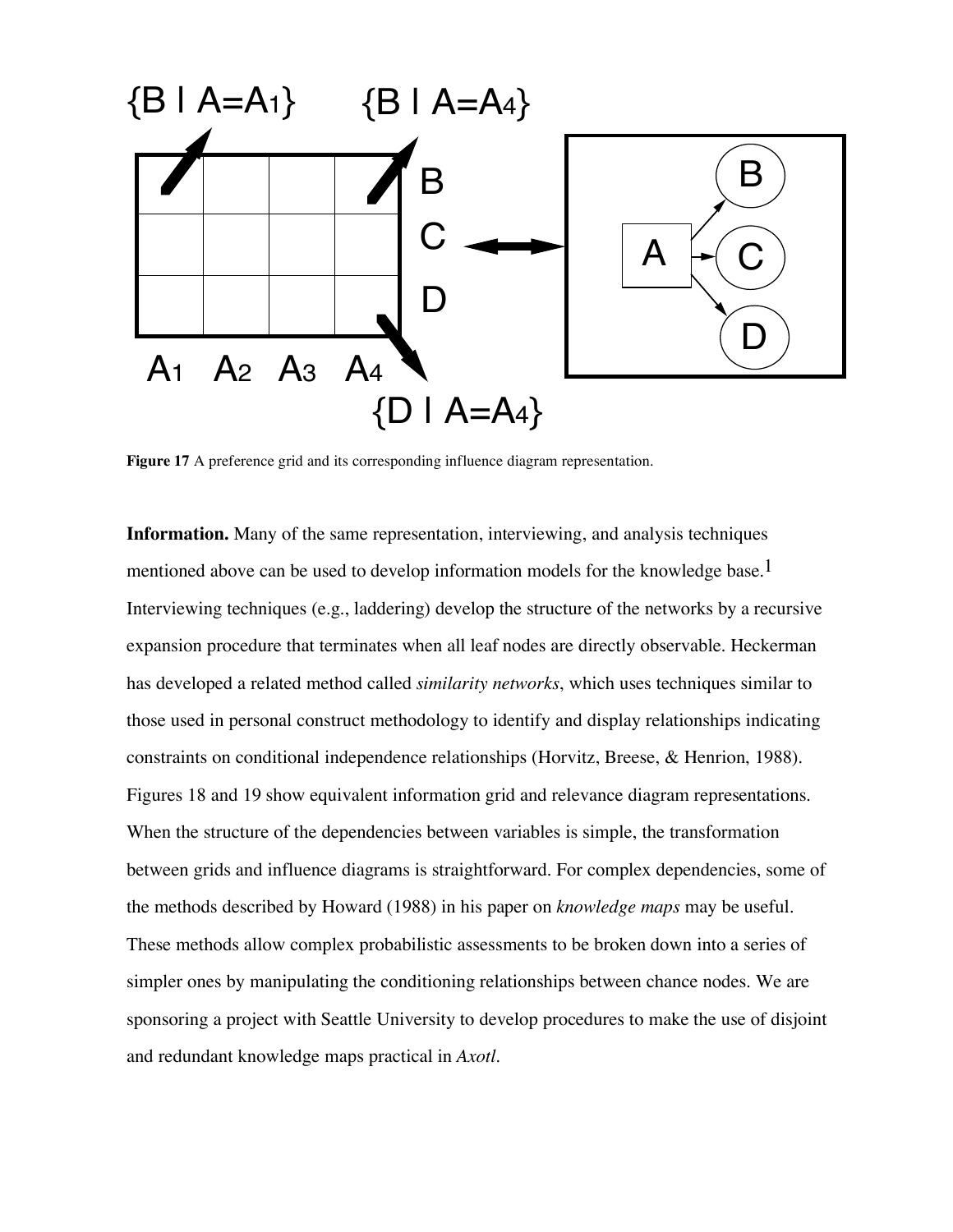**Figure 17** A preference grid and its corresponding influence diagram representation.

**Information.** Many of the same representation, interviewing, and analysis techniques mentioned above can be used to develop information models for the knowledge base.[1] Interviewing techniques (e.g., laddering) develop the structure of the networks by a recursive expansion procedure that terminates when all leaf nodes are directly observable. Heckerman has developed a related method called *similarity networks*, which uses techniques similar to those used in personal construct methodology to identify and display relationships indicating constraints on conditional independence relationships (Horvitz, Breese, & Henrion, 1988). Figures 18 and 19 show equivalent information grid and relevance diagram representations. When the structure of the dependencies between variables is simple, the transformation between grids and influence diagrams is straightforward. For complex dependencies, some of the methods described by Howard (1988) in his paper on *knowledge maps* may be useful. These methods allow complex probabilistic assessments to be broken down into a series of simpler ones by manipulating the conditioning relationships between chance nodes. We are sponsoring a project with Seattle University to develop procedures to make the use of disjoint and redundant knowledge maps practical in *Axotl*.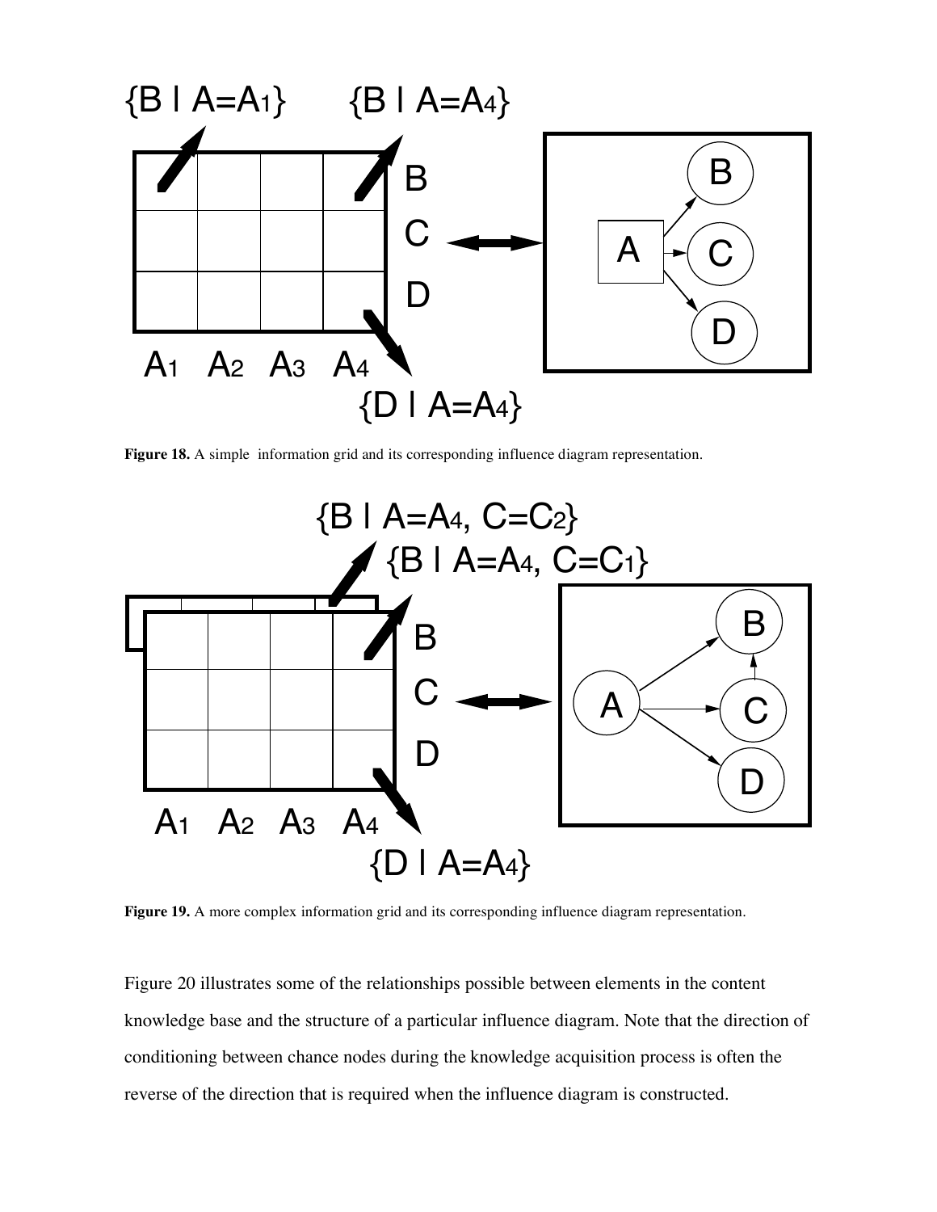**Figure 18.** A simple information grid and its corresponding influence diagram representation.

**Figure 19.** A more complex information grid and its corresponding influence diagram representation.

Figure 20 illustrates some of the relationships possible between elements in the content knowledge base and the structure of a particular influence diagram. Note that the direction of conditioning between chance nodes during the knowledge acquisition process is often the reverse of the direction that is required when the influence diagram is constructed.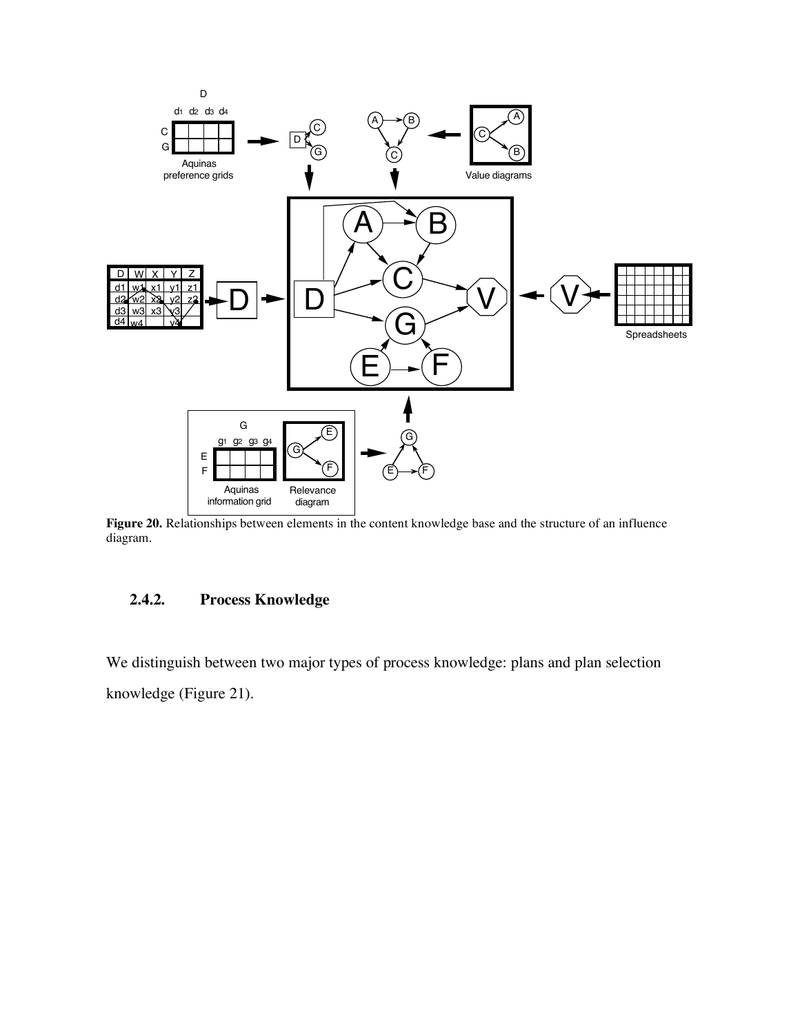**Figure 20.** Relationships between elements in the content knowledge base and the structure of an influence diagram.

### 2.4.2. Process Knowledge

We distinguish between two major types of process knowledge: plans and plan selection knowledge (Figure 21).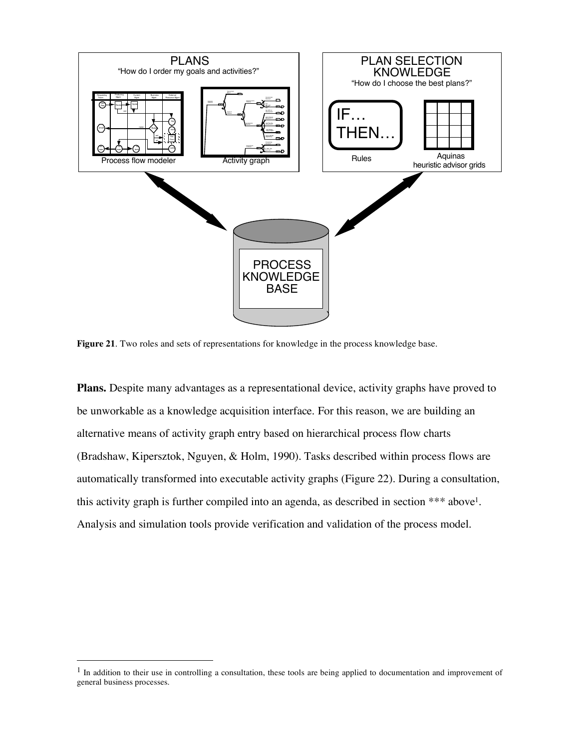**Figure 21**. Two roles and sets of representations for knowledge in the process knowledge base.

**Plans.** Despite many advantages as a representational device, activity graphs have proved to be unworkable as a knowledge acquisition interface. For this reason, we are building an alternative means of activity graph entry based on hierarchical process flow charts (Bradshaw, Kipersztok, Nguyen, & Holm, 1990). Tasks described within process flows are automatically transformed into executable activity graphs (Figure 22). During a consultation, this activity graph is further compiled into an agenda, as described in section *** above[1]. Analysis and simulation tools provide verification and validation of the process model.

---

[1] In addition to their use in controlling a consultation, these tools are being applied to documentation and improvement of general business processes.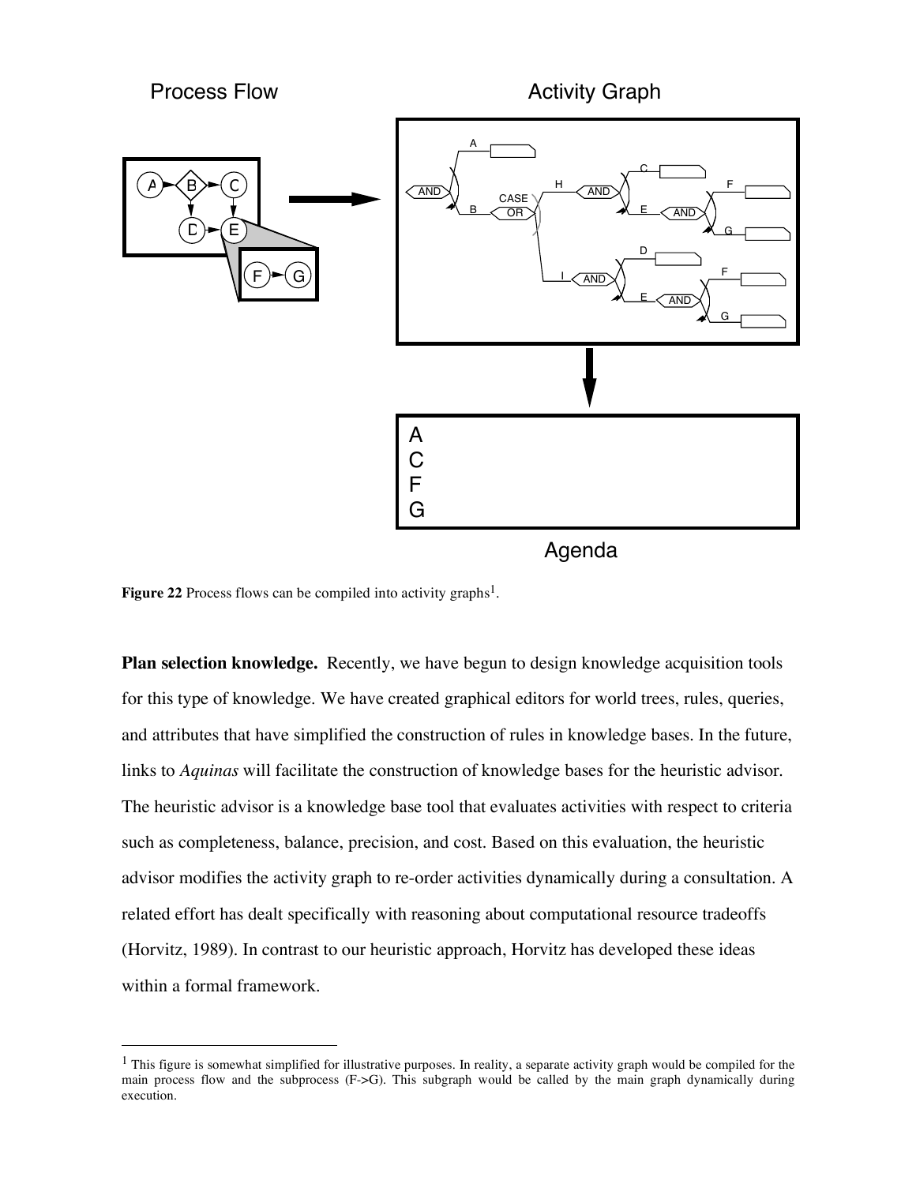**Figure 22** Process flows can be compiled into activity graphs[1].

**Plan selection knowledge.** Recently, we have begun to design knowledge acquisition tools for this type of knowledge. We have created graphical editors for world trees, rules, queries, and attributes that have simplified the construction of rules in knowledge bases. In the future, links to *Aquinas* will facilitate the construction of knowledge bases for the heuristic advisor. The heuristic advisor is a knowledge base tool that evaluates activities with respect to criteria such as completeness, balance, precision, and cost. Based on this evaluation, the heuristic advisor modifies the activity graph to re-order activities dynamically during a consultation. A related effort has dealt specifically with reasoning about computational resource tradeoffs (Horvitz, 1989). In contrast to our heuristic approach, Horvitz has developed these ideas within a formal framework.

[1] This figure is somewhat simplified for illustrative purposes. In reality, a separate activity graph would be compiled for the main process flow and the subprocess (F->G). This subgraph would be called by the main graph dynamically during execution.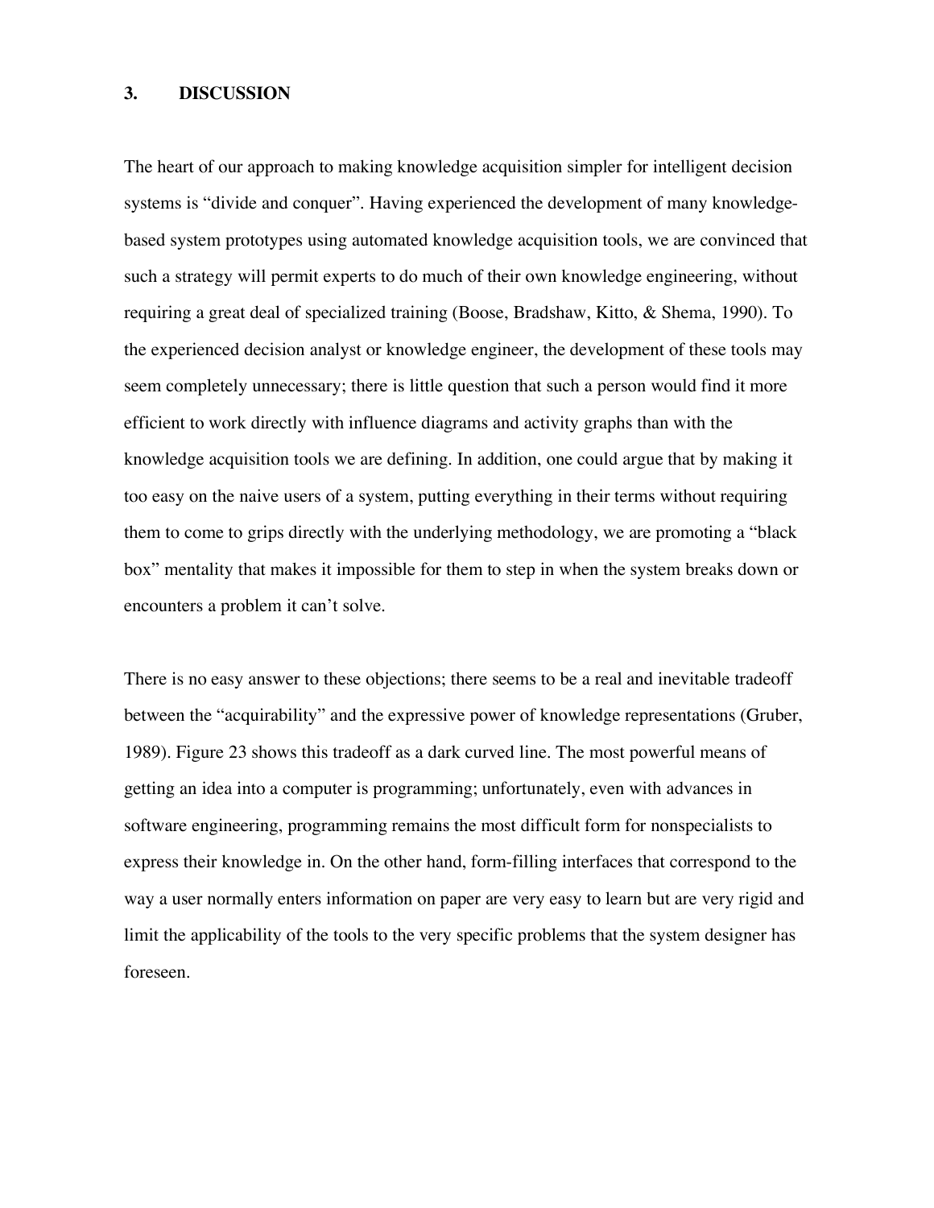## 3. DISCUSSION

The heart of our approach to making knowledge acquisition simpler for intelligent decision systems is "divide and conquer". Having experienced the development of many knowledge-based system prototypes using automated knowledge acquisition tools, we are convinced that such a strategy will permit experts to do much of their own knowledge engineering, without requiring a great deal of specialized training (Boose, Bradshaw, Kitto, & Shema, 1990). To the experienced decision analyst or knowledge engineer, the development of these tools may seem completely unnecessary; there is little question that such a person would find it more efficient to work directly with influence diagrams and activity graphs than with the knowledge acquisition tools we are defining. In addition, one could argue that by making it too easy on the naive users of a system, putting everything in their terms without requiring them to come to grips directly with the underlying methodology, we are promoting a "black box" mentality that makes it impossible for them to step in when the system breaks down or encounters a problem it can't solve.

There is no easy answer to these objections; there seems to be a real and inevitable tradeoff between the "acquirability" and the expressive power of knowledge representations (Gruber, 1989). Figure 23 shows this tradeoff as a dark curved line. The most powerful means of getting an idea into a computer is programming; unfortunately, even with advances in software engineering, programming remains the most difficult form for nonspecialists to express their knowledge in. On the other hand, form-filling interfaces that correspond to the way a user normally enters information on paper are very easy to learn but are very rigid and limit the applicability of the tools to the very specific problems that the system designer has foreseen.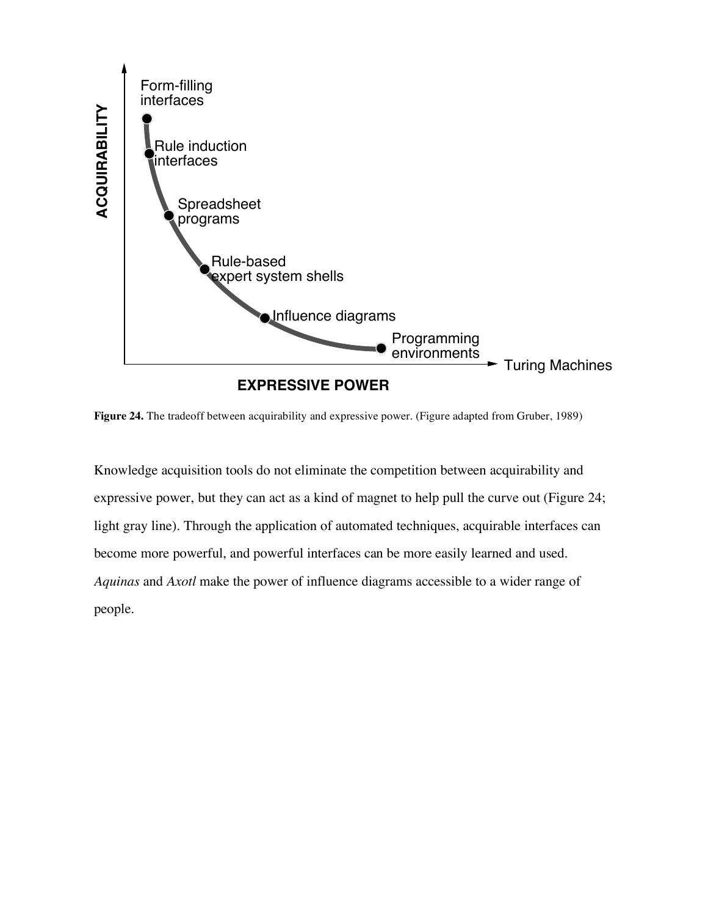**Figure 24.** The tradeoff between acquirability and expressive power. (Figure adapted from Gruber, 1989)

Knowledge acquisition tools do not eliminate the competition between acquirability and expressive power, but they can act as a kind of magnet to help pull the curve out (Figure 24; light gray line). Through the application of automated techniques, acquirable interfaces can become more powerful, and powerful interfaces can be more easily learned and used. *Aquinas* and *Axotl* make the power of influence diagrams accessible to a wider range of people.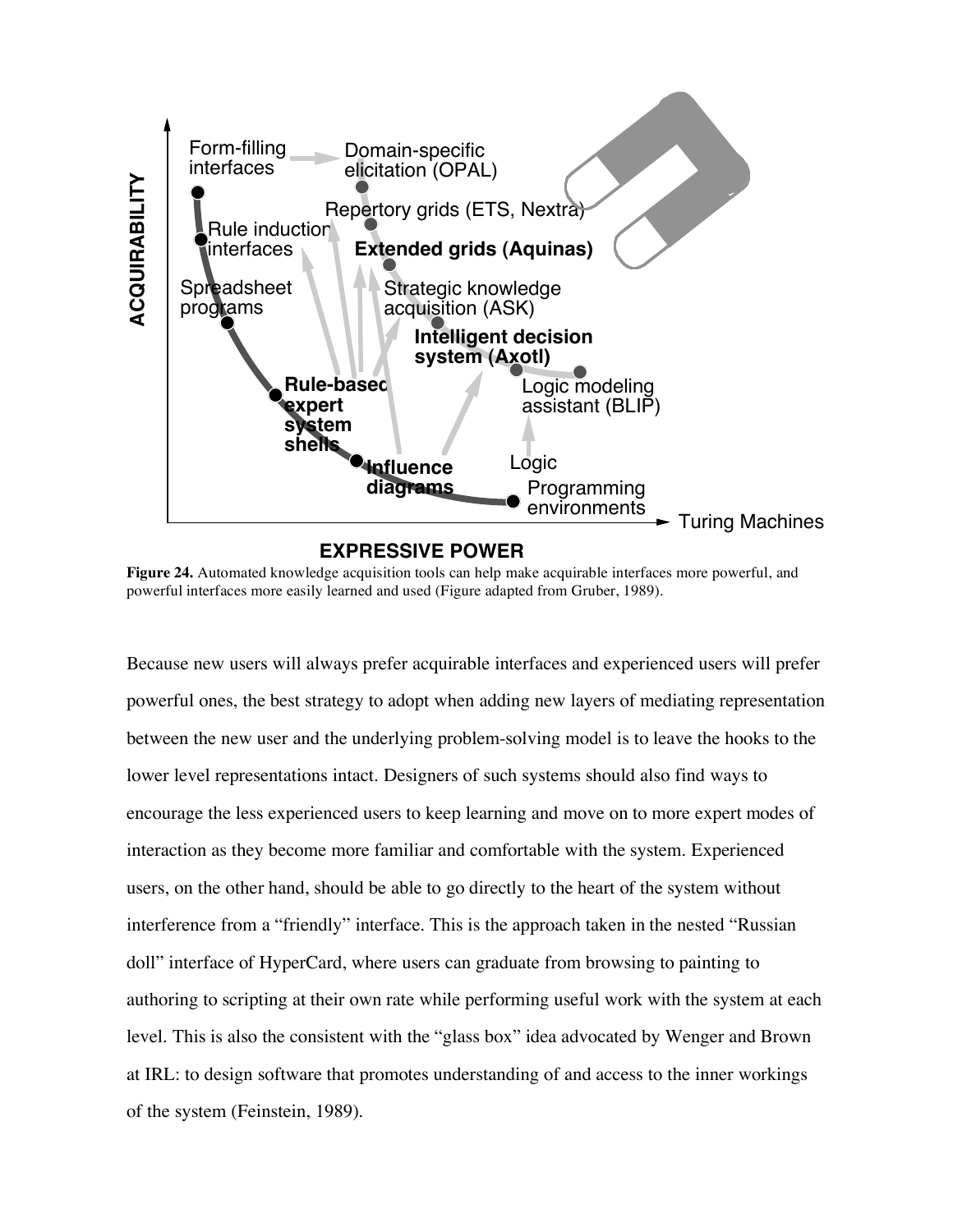**Figure 24.** Automated knowledge acquisition tools can help make acquirable interfaces more powerful, and powerful interfaces more easily learned and used (Figure adapted from Gruber, 1989).

Because new users will always prefer acquirable interfaces and experienced users will prefer powerful ones, the best strategy to adopt when adding new layers of mediating representation between the new user and the underlying problem-solving model is to leave the hooks to the lower level representations intact. Designers of such systems should also find ways to encourage the less experienced users to keep learning and move on to more expert modes of interaction as they become more familiar and comfortable with the system. Experienced users, on the other hand, should be able to go directly to the heart of the system without interference from a "friendly" interface. This is the approach taken in the nested "Russian doll" interface of HyperCard, where users can graduate from browsing to painting to authoring to scripting at their own rate while performing useful work with the system at each level. This is also the consistent with the "glass box" idea advocated by Wenger and Brown at IRL: to design software that promotes understanding of and access to the inner workings of the system (Feinstein, 1989).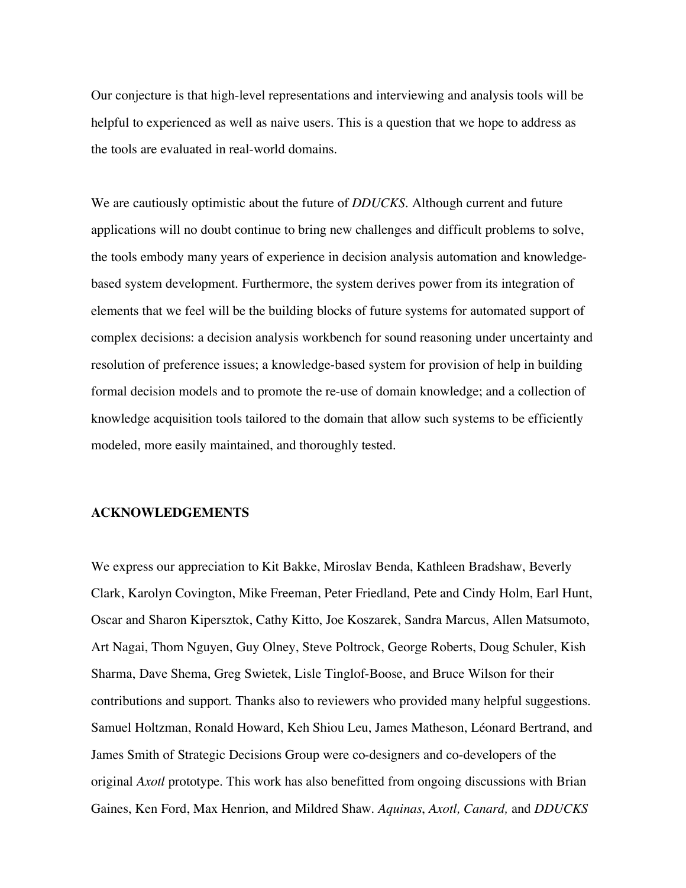Our conjecture is that high-level representations and interviewing and analysis tools will be helpful to experienced as well as naive users. This is a question that we hope to address as the tools are evaluated in real-world domains.

We are cautiously optimistic about the future of *DDUCKS*. Although current and future applications will no doubt continue to bring new challenges and difficult problems to solve, the tools embody many years of experience in decision analysis automation and knowledge-based system development. Furthermore, the system derives power from its integration of elements that we feel will be the building blocks of future systems for automated support of complex decisions: a decision analysis workbench for sound reasoning under uncertainty and resolution of preference issues; a knowledge-based system for provision of help in building formal decision models and to promote the re-use of domain knowledge; and a collection of knowledge acquisition tools tailored to the domain that allow such systems to be efficiently modeled, more easily maintained, and thoroughly tested.

## ACKNOWLEDGEMENTS

We express our appreciation to Kit Bakke, Miroslav Benda, Kathleen Bradshaw, Beverly Clark, Karolyn Covington, Mike Freeman, Peter Friedland, Pete and Cindy Holm, Earl Hunt, Oscar and Sharon Kipersztok, Cathy Kitto, Joe Koszarek, Sandra Marcus, Allen Matsumoto, Art Nagai, Thom Nguyen, Guy Olney, Steve Poltrock, George Roberts, Doug Schuler, Kish Sharma, Dave Shema, Greg Swietek, Lisle Tinglof-Boose, and Bruce Wilson for their contributions and support. Thanks also to reviewers who provided many helpful suggestions. Samuel Holtzman, Ronald Howard, Keh Shiou Leu, James Matheson, Léonard Bertrand, and James Smith of Strategic Decisions Group were co-designers and co-developers of the original *Axotl* prototype. This work has also benefitted from ongoing discussions with Brian Gaines, Ken Ford, Max Henrion, and Mildred Shaw. *Aquinas*, *Axotl, Canard,* and *DDUCKS*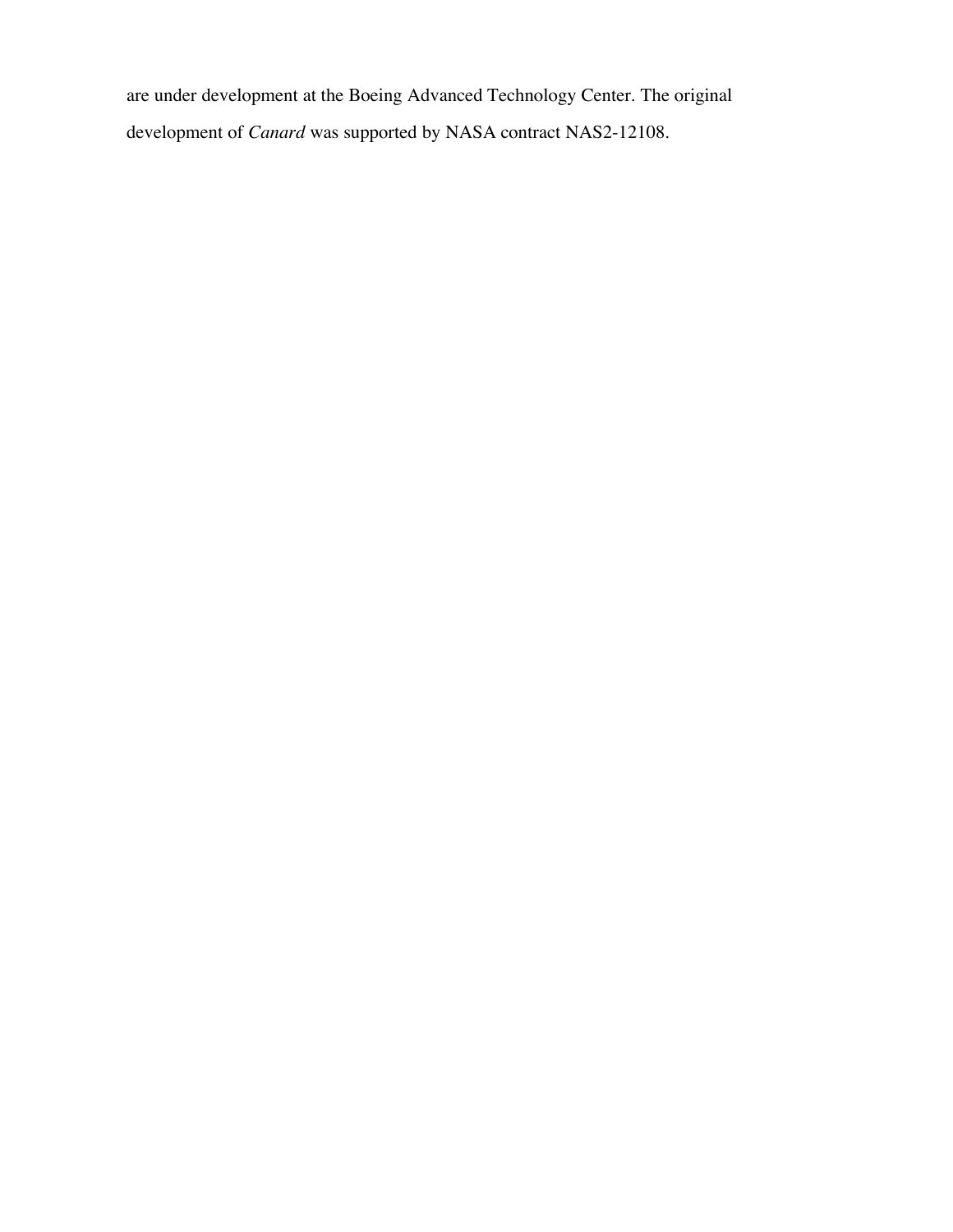are under development at the Boeing Advanced Technology Center. The original development of *Canard* was supported by NASA contract NAS2-12108.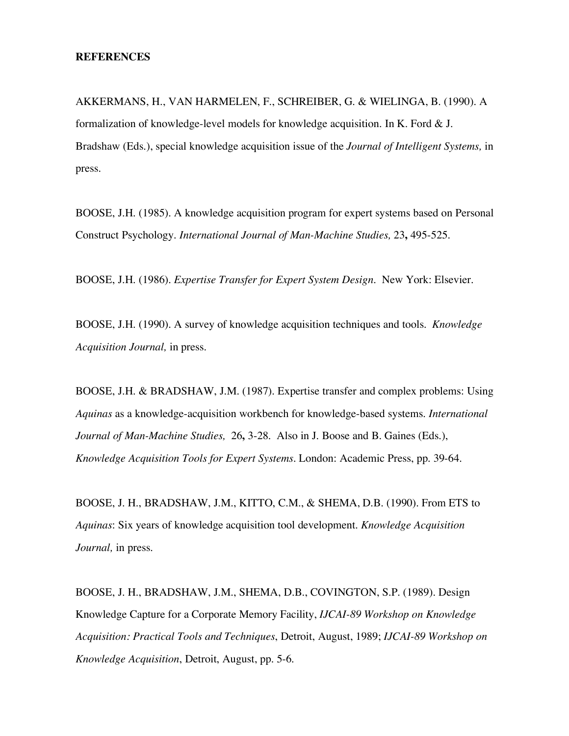**REFERENCES**

AKKERMANS, H., VAN HARMELEN, F., SCHREIBER, G. & WIELINGA, B. (1990). A formalization of knowledge-level models for knowledge acquisition. In K. Ford & J. Bradshaw (Eds.), special knowledge acquisition issue of the *Journal of Intelligent Systems,* in press.

BOOSE, J.H. (1985). A knowledge acquisition program for expert systems based on Personal Construct Psychology. *International Journal of Man-Machine Studies,* 23**,** 495-525.

BOOSE, J.H. (1986). *Expertise Transfer for Expert System Design*. New York: Elsevier.

BOOSE, J.H. (1990). A survey of knowledge acquisition techniques and tools. *Knowledge Acquisition Journal,* in press.

BOOSE, J.H. & BRADSHAW, J.M. (1987). Expertise transfer and complex problems: Using *Aquinas* as a knowledge-acquisition workbench for knowledge-based systems. *International Journal of Man-Machine Studies,* 26**,** 3-28. Also in J. Boose and B. Gaines (Eds.), *Knowledge Acquisition Tools for Expert Systems*. London: Academic Press, pp. 39-64.

BOOSE, J. H., BRADSHAW, J.M., KITTO, C.M., & SHEMA, D.B. (1990). From ETS to *Aquinas*: Six years of knowledge acquisition tool development. *Knowledge Acquisition Journal,* in press.

BOOSE, J. H., BRADSHAW, J.M., SHEMA, D.B., COVINGTON, S.P. (1989). Design Knowledge Capture for a Corporate Memory Facility, *IJCAI-89 Workshop on Knowledge Acquisition: Practical Tools and Techniques*, Detroit, August, 1989; *IJCAI-89 Workshop on Knowledge Acquisition*, Detroit, August, pp. 5-6.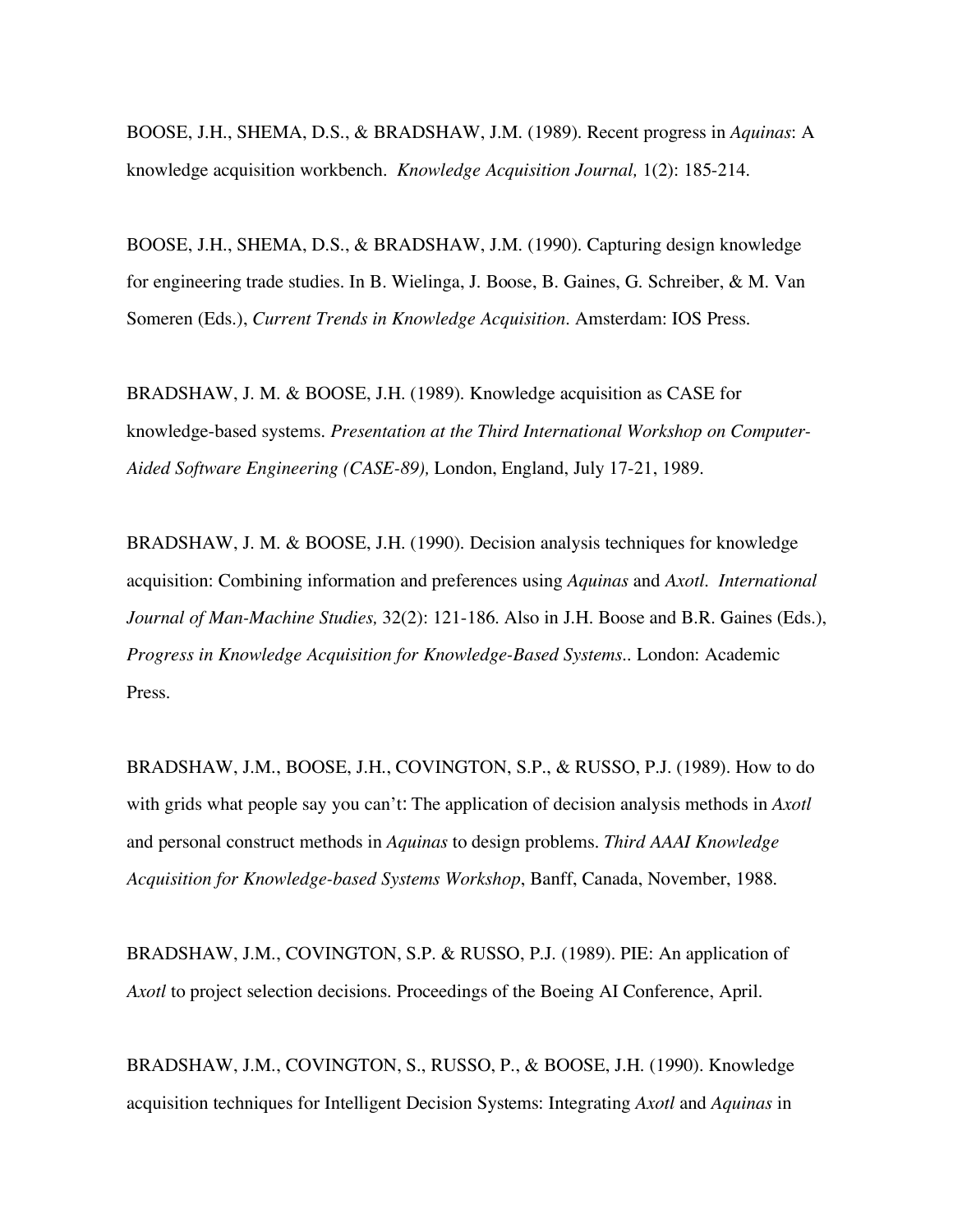BOOSE, J.H., SHEMA, D.S., & BRADSHAW, J.M. (1989). Recent progress in *Aquinas*: A knowledge acquisition workbench. *Knowledge Acquisition Journal,* 1(2): 185-214.

BOOSE, J.H., SHEMA, D.S., & BRADSHAW, J.M. (1990). Capturing design knowledge for engineering trade studies. In B. Wielinga, J. Boose, B. Gaines, G. Schreiber, & M. Van Someren (Eds.), *Current Trends in Knowledge Acquisition*. Amsterdam: IOS Press.

BRADSHAW, J. M. & BOOSE, J.H. (1989). Knowledge acquisition as CASE for knowledge-based systems. *Presentation at the Third International Workshop on Computer-Aided Software Engineering (CASE-89),* London, England, July 17-21, 1989.

BRADSHAW, J. M. & BOOSE, J.H. (1990). Decision analysis techniques for knowledge acquisition: Combining information and preferences using *Aquinas* and *Axotl*. *International Journal of Man-Machine Studies,* 32(2): 121-186. Also in J.H. Boose and B.R. Gaines (Eds.), *Progress in Knowledge Acquisition for Knowledge-Based Systems.*. London: Academic Press.

BRADSHAW, J.M., BOOSE, J.H., COVINGTON, S.P., & RUSSO, P.J. (1989). How to do with grids what people say you can't: The application of decision analysis methods in *Axotl* and personal construct methods in *Aquinas* to design problems. *Third AAAI Knowledge Acquisition for Knowledge-based Systems Workshop*, Banff, Canada, November, 1988.

BRADSHAW, J.M., COVINGTON, S.P. & RUSSO, P.J. (1989). PIE: An application of *Axotl* to project selection decisions. Proceedings of the Boeing AI Conference, April.

BRADSHAW, J.M., COVINGTON, S., RUSSO, P., & BOOSE, J.H. (1990). Knowledge acquisition techniques for Intelligent Decision Systems: Integrating *Axotl* and *Aquinas* in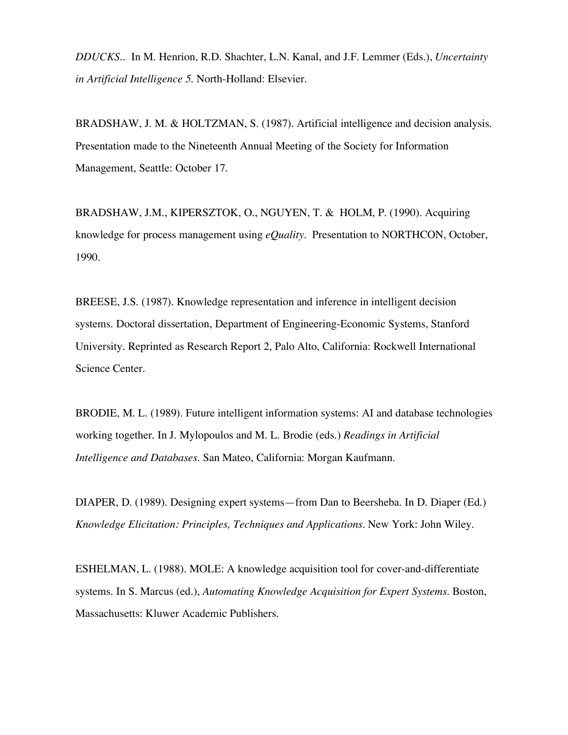*DDUCKS*.. In M. Henrion, R.D. Shachter, L.N. Kanal, and J.F. Lemmer (Eds.), *Uncertainty in Artificial Intelligence 5.* North-Holland: Elsevier.

BRADSHAW, J. M. & HOLTZMAN, S. (1987). Artificial intelligence and decision analysis. Presentation made to the Nineteenth Annual Meeting of the Society for Information Management, Seattle: October 17.

BRADSHAW, J.M., KIPERSZTOK, O., NGUYEN, T. & HOLM, P. (1990). Acquiring knowledge for process management using *eQuality*. Presentation to NORTHCON, October, 1990.

BREESE, J.S. (1987). Knowledge representation and inference in intelligent decision systems. Doctoral dissertation, Department of Engineering-Economic Systems, Stanford University. Reprinted as Research Report 2, Palo Alto, California: Rockwell International Science Center.

BRODIE, M. L. (1989). Future intelligent information systems: AI and database technologies working together. In J. Mylopoulos and M. L. Brodie (eds.) *Readings in Artificial Intelligence and Databases.* San Mateo, California: Morgan Kaufmann.

DIAPER, D. (1989). Designing expert systems—from Dan to Beersheba. In D. Diaper (Ed.) *Knowledge Elicitation: Principles, Techniques and Applications*. New York: John Wiley.

ESHELMAN, L. (1988). MOLE: A knowledge acquisition tool for cover-and-differentiate systems. In S. Marcus (ed.), *Automating Knowledge Acquisition for Expert Systems.* Boston, Massachusetts: Kluwer Academic Publishers.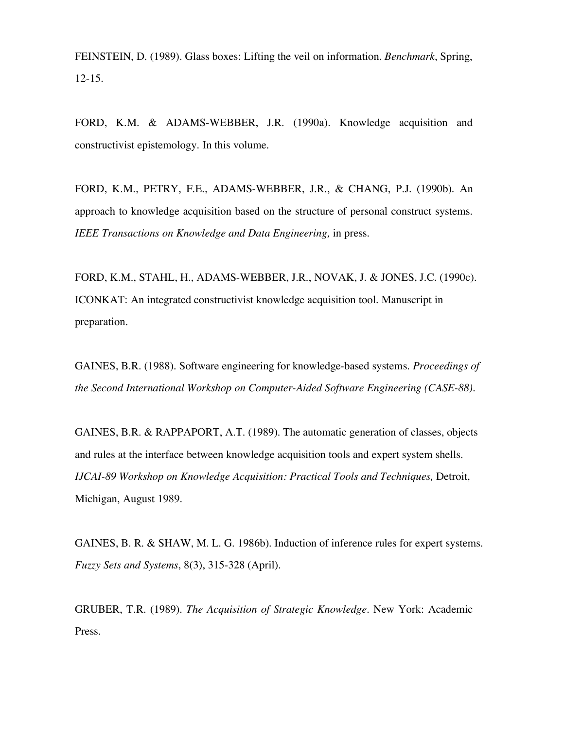FEINSTEIN, D. (1989). Glass boxes: Lifting the veil on information. *Benchmark*, Spring, 12-15.

FORD, K.M. & ADAMS-WEBBER, J.R. (1990a). Knowledge acquisition and constructivist epistemology. In this volume.

FORD, K.M., PETRY, F.E., ADAMS-WEBBER, J.R., & CHANG, P.J. (1990b). An approach to knowledge acquisition based on the structure of personal construct systems. *IEEE Transactions on Knowledge and Data Engineering,* in press.

FORD, K.M., STAHL, H., ADAMS-WEBBER, J.R., NOVAK, J. & JONES, J.C. (1990c). ICONKAT: An integrated constructivist knowledge acquisition tool. Manuscript in preparation.

GAINES, B.R. (1988). Software engineering for knowledge-based systems. *Proceedings of the Second International Workshop on Computer-Aided Software Engineering (CASE-88)*.

GAINES, B.R. & RAPPAPORT, A.T. (1989). The automatic generation of classes, objects and rules at the interface between knowledge acquisition tools and expert system shells. *IJCAI-89 Workshop on Knowledge Acquisition: Practical Tools and Techniques,* Detroit, Michigan, August 1989.

GAINES, B. R. & SHAW, M. L. G. 1986b). Induction of inference rules for expert systems. *Fuzzy Sets and Systems*, 8(3), 315-328 (April).

GRUBER, T.R. (1989). *The Acquisition of Strategic Knowledge*. New York: Academic Press.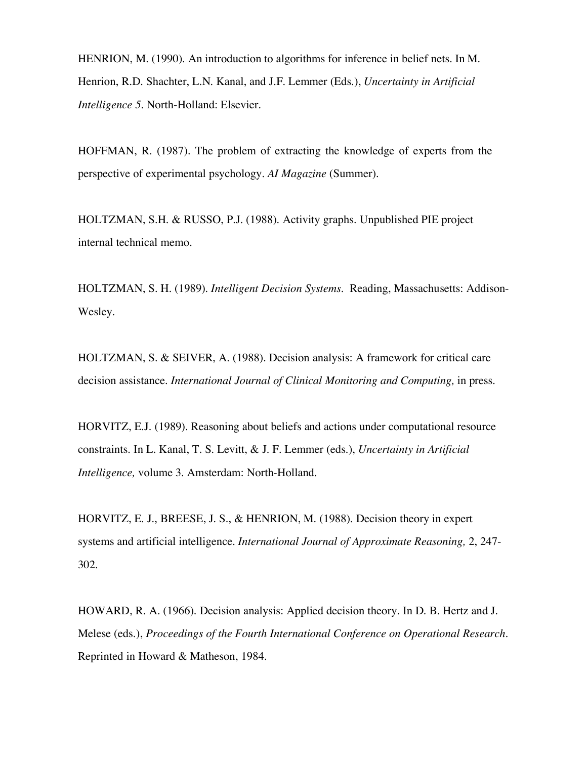HENRION, M. (1990). An introduction to algorithms for inference in belief nets. In M. Henrion, R.D. Shachter, L.N. Kanal, and J.F. Lemmer (Eds.), *Uncertainty in Artificial Intelligence 5*. North-Holland: Elsevier.

HOFFMAN, R. (1987). The problem of extracting the knowledge of experts from the perspective of experimental psychology. *AI Magazine* (Summer).

HOLTZMAN, S.H. & RUSSO, P.J. (1988). Activity graphs. Unpublished PIE project internal technical memo.

HOLTZMAN, S. H. (1989). *Intelligent Decision Systems.* Reading, Massachusetts: Addison-Wesley.

HOLTZMAN, S. & SEIVER, A. (1988). Decision analysis: A framework for critical care decision assistance. *International Journal of Clinical Monitoring and Computing,* in press.

HORVITZ, E.J. (1989). Reasoning about beliefs and actions under computational resource constraints. In L. Kanal, T. S. Levitt, & J. F. Lemmer (eds.), *Uncertainty in Artificial Intelligence,* volume 3. Amsterdam: North-Holland.

HORVITZ, E. J., BREESE, J. S., & HENRION, M. (1988). Decision theory in expert systems and artificial intelligence. *International Journal of Approximate Reasoning,* 2, 247-302.

HOWARD, R. A. (1966). Decision analysis: Applied decision theory. In D. B. Hertz and J. Melese (eds.), *Proceedings of the Fourth International Conference on Operational Research*. Reprinted in Howard & Matheson, 1984.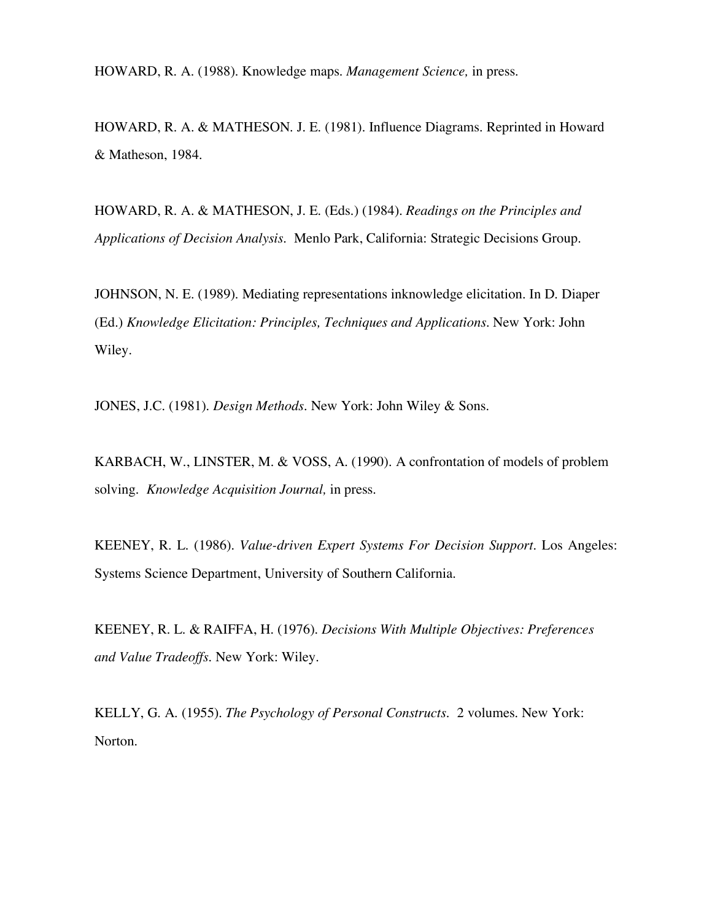HOWARD, R. A. (1988). Knowledge maps. *Management Science,* in press.

HOWARD, R. A. & MATHESON. J. E. (1981). Influence Diagrams. Reprinted in Howard & Matheson, 1984.

HOWARD, R. A. & MATHESON, J. E. (Eds.) (1984). *Readings on the Principles and Applications of Decision Analysis.* Menlo Park, California: Strategic Decisions Group.

JOHNSON, N. E. (1989). Mediating representations inknowledge elicitation. In D. Diaper (Ed.) *Knowledge Elicitation: Principles, Techniques and Applications*. New York: John Wiley.

JONES, J.C. (1981). *Design Methods*. New York: John Wiley & Sons.

KARBACH, W., LINSTER, M. & VOSS, A. (1990). A confrontation of models of problem solving. *Knowledge Acquisition Journal,* in press.

KEENEY, R. L. (1986). *Value-driven Expert Systems For Decision Support*. Los Angeles: Systems Science Department, University of Southern California.

KEENEY, R. L. & RAIFFA, H. (1976). *Decisions With Multiple Objectives: Preferences and Value Tradeoffs*. New York: Wiley.

KELLY, G. A. (1955). *The Psychology of Personal Constructs*. 2 volumes. New York: Norton.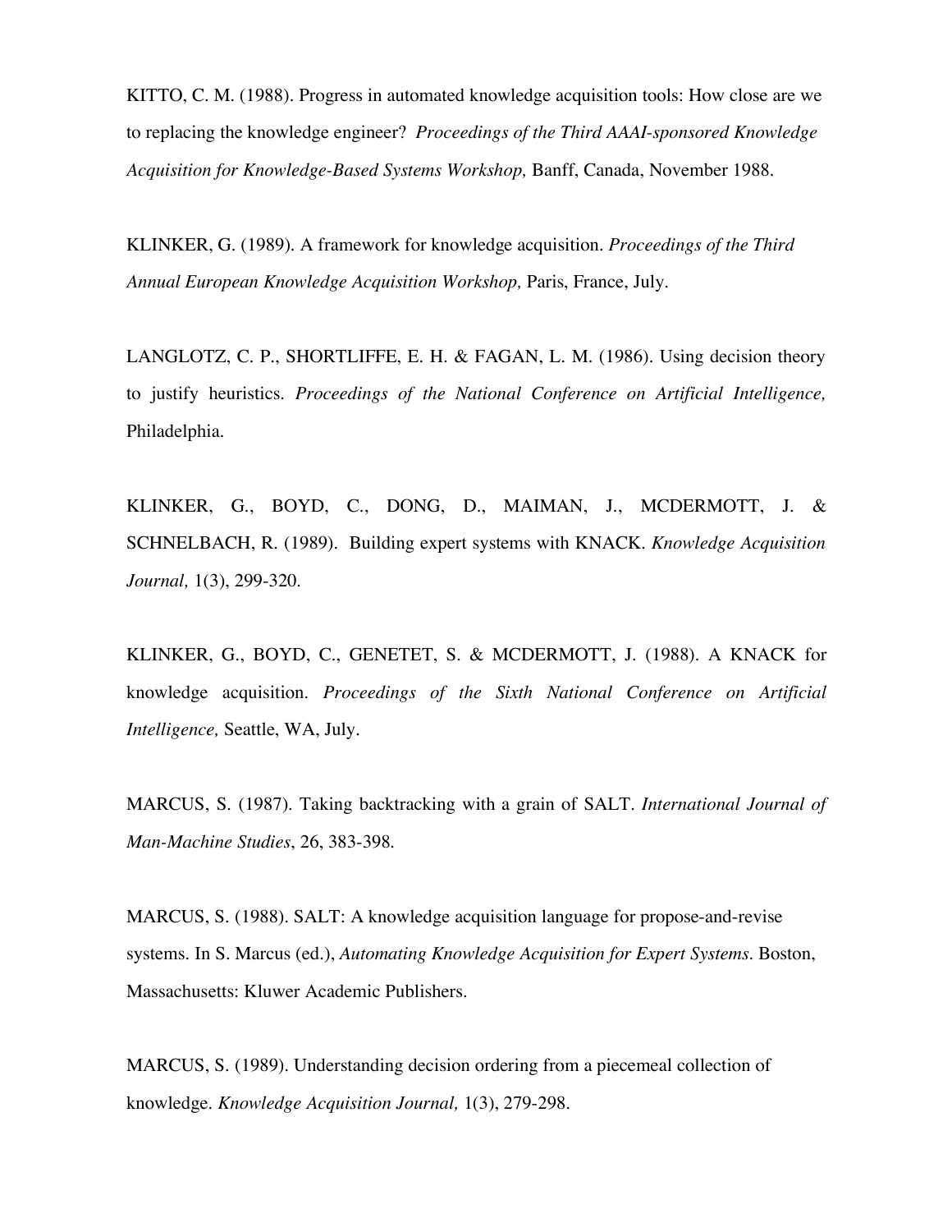KITTO, C. M. (1988). Progress in automated knowledge acquisition tools: How close are we to replacing the knowledge engineer? *Proceedings of the Third AAAI-sponsored Knowledge Acquisition for Knowledge-Based Systems Workshop,* Banff, Canada, November 1988.

KLINKER, G. (1989). A framework for knowledge acquisition. *Proceedings of the Third Annual European Knowledge Acquisition Workshop,* Paris, France, July.

LANGLOTZ, C. P., SHORTLIFFE, E. H. & FAGAN, L. M. (1986). Using decision theory to justify heuristics. *Proceedings of the National Conference on Artificial Intelligence,* Philadelphia.

KLINKER, G., BOYD, C., DONG, D., MAIMAN, J., MCDERMOTT, J. & SCHNELBACH, R. (1989). Building expert systems with KNACK. *Knowledge Acquisition Journal,* 1(3), 299-320.

KLINKER, G., BOYD, C., GENETET, S. & MCDERMOTT, J. (1988). A KNACK for knowledge acquisition. *Proceedings of the Sixth National Conference on Artificial Intelligence,* Seattle, WA, July.

MARCUS, S. (1987). Taking backtracking with a grain of SALT. *International Journal of Man-Machine Studies*, 26, 383-398.

MARCUS, S. (1988). SALT: A knowledge acquisition language for propose-and-revise systems. In S. Marcus (ed.), *Automating Knowledge Acquisition for Expert Systems.* Boston, Massachusetts: Kluwer Academic Publishers.

MARCUS, S. (1989). Understanding decision ordering from a piecemeal collection of knowledge. *Knowledge Acquisition Journal,* 1(3), 279-298.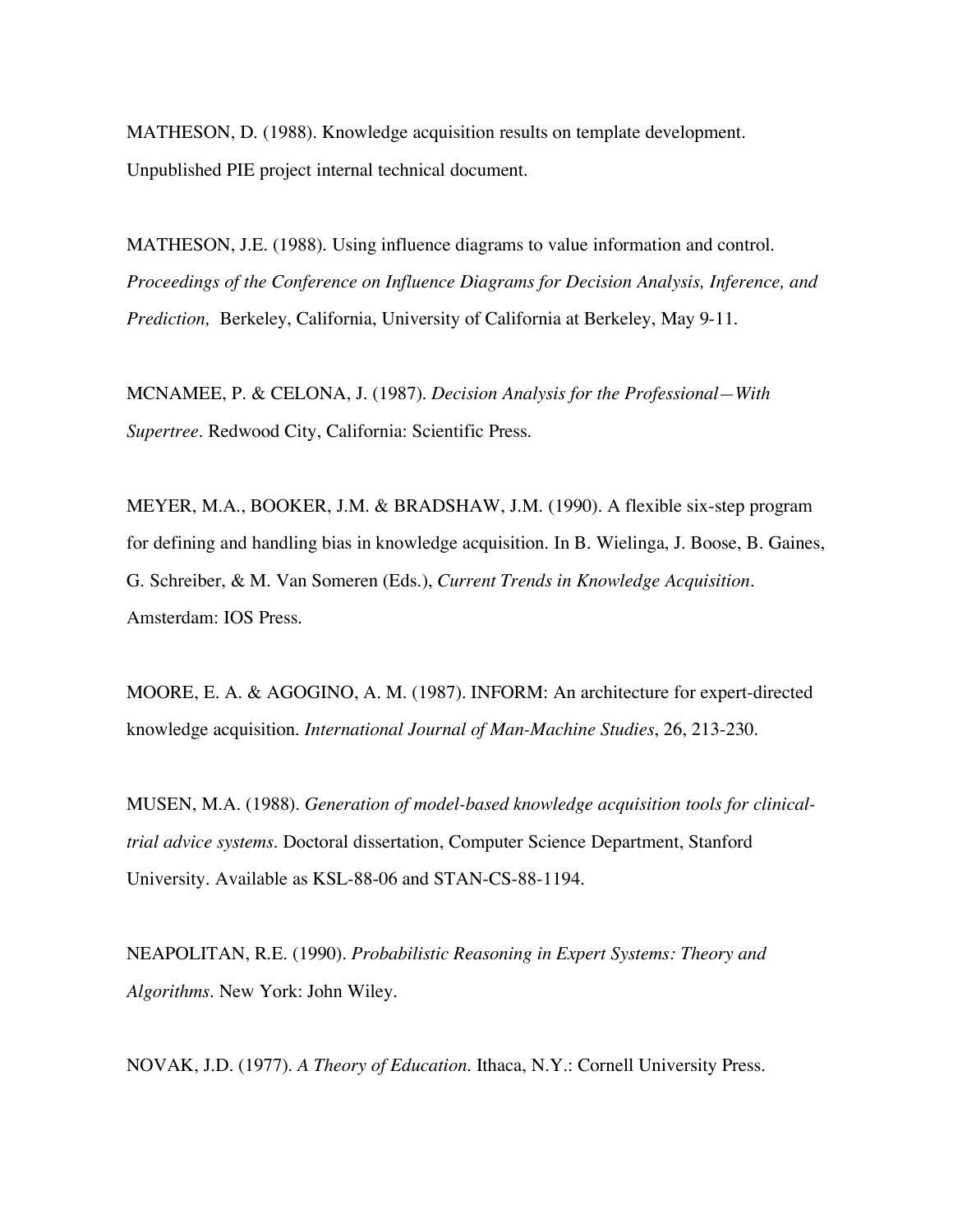MATHESON, D. (1988). Knowledge acquisition results on template development. Unpublished PIE project internal technical document.

MATHESON, J.E. (1988). Using influence diagrams to value information and control. *Proceedings of the Conference on Influence Diagrams for Decision Analysis, Inference, and Prediction,* Berkeley, California, University of California at Berkeley, May 9-11.

MCNAMEE, P. & CELONA, J. (1987). *Decision Analysis for the Professional—With Supertree*. Redwood City, California: Scientific Press.

MEYER, M.A., BOOKER, J.M. & BRADSHAW, J.M. (1990). A flexible six-step program for defining and handling bias in knowledge acquisition. In B. Wielinga, J. Boose, B. Gaines, G. Schreiber, & M. Van Someren (Eds.), *Current Trends in Knowledge Acquisition*. Amsterdam: IOS Press.

MOORE, E. A. & AGOGINO, A. M. (1987). INFORM: An architecture for expert-directed knowledge acquisition. *International Journal of Man-Machine Studies*, 26, 213-230.

MUSEN, M.A. (1988). *Generation of model-based knowledge acquisition tools for clinical-trial advice systems.* Doctoral dissertation, Computer Science Department, Stanford University. Available as KSL-88-06 and STAN-CS-88-1194.

NEAPOLITAN, R.E. (1990). *Probabilistic Reasoning in Expert Systems: Theory and Algorithms*. New York: John Wiley.

NOVAK, J.D. (1977). *A Theory of Education*. Ithaca, N.Y.: Cornell University Press.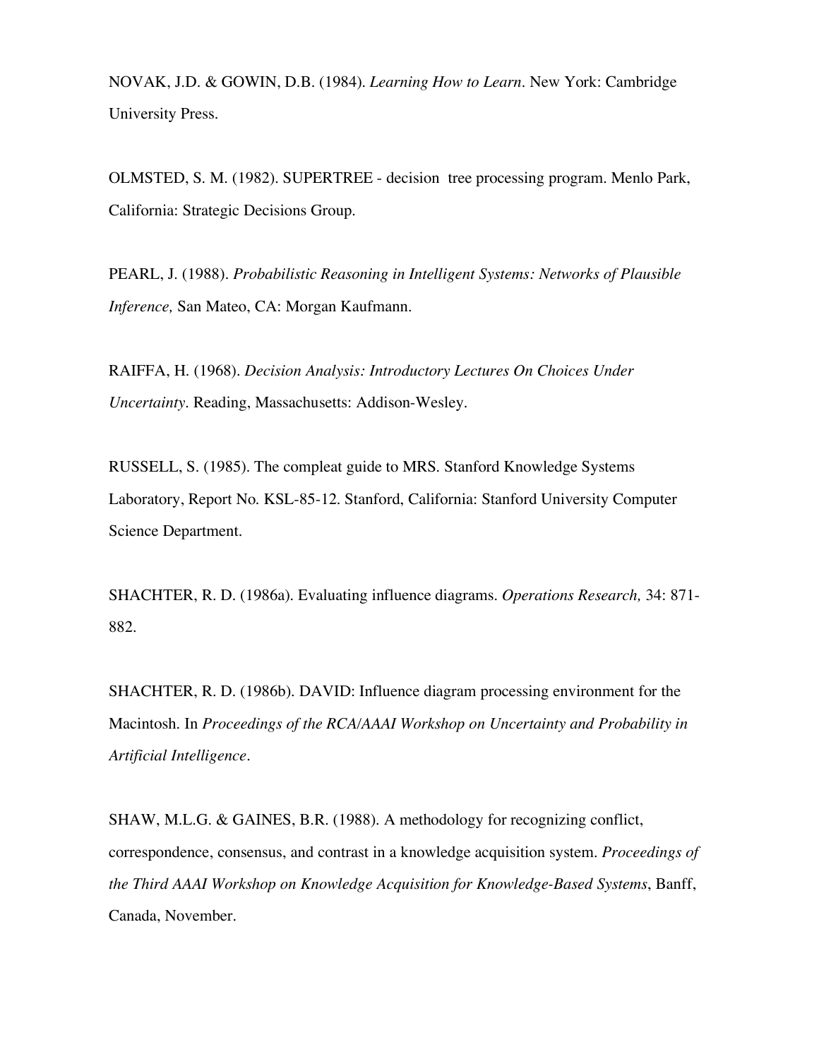NOVAK, J.D. & GOWIN, D.B. (1984). *Learning How to Learn*. New York: Cambridge University Press.

OLMSTED, S. M. (1982). SUPERTREE - decision tree processing program. Menlo Park, California: Strategic Decisions Group.

PEARL, J. (1988). *Probabilistic Reasoning in Intelligent Systems: Networks of Plausible Inference,* San Mateo, CA: Morgan Kaufmann.

RAIFFA, H. (1968). *Decision Analysis: Introductory Lectures On Choices Under Uncertainty*. Reading, Massachusetts: Addison-Wesley.

RUSSELL, S. (1985). The compleat guide to MRS. Stanford Knowledge Systems Laboratory, Report No. KSL-85-12. Stanford, California: Stanford University Computer Science Department.

SHACHTER, R. D. (1986a). Evaluating influence diagrams. *Operations Research,* 34: 871-882.

SHACHTER, R. D. (1986b). DAVID: Influence diagram processing environment for the Macintosh. In *Proceedings of the RCA/AAAI Workshop on Uncertainty and Probability in Artificial Intelligence*.

SHAW, M.L.G. & GAINES, B.R. (1988). A methodology for recognizing conflict, correspondence, consensus, and contrast in a knowledge acquisition system. *Proceedings of the Third AAAI Workshop on Knowledge Acquisition for Knowledge-Based Systems*, Banff, Canada, November.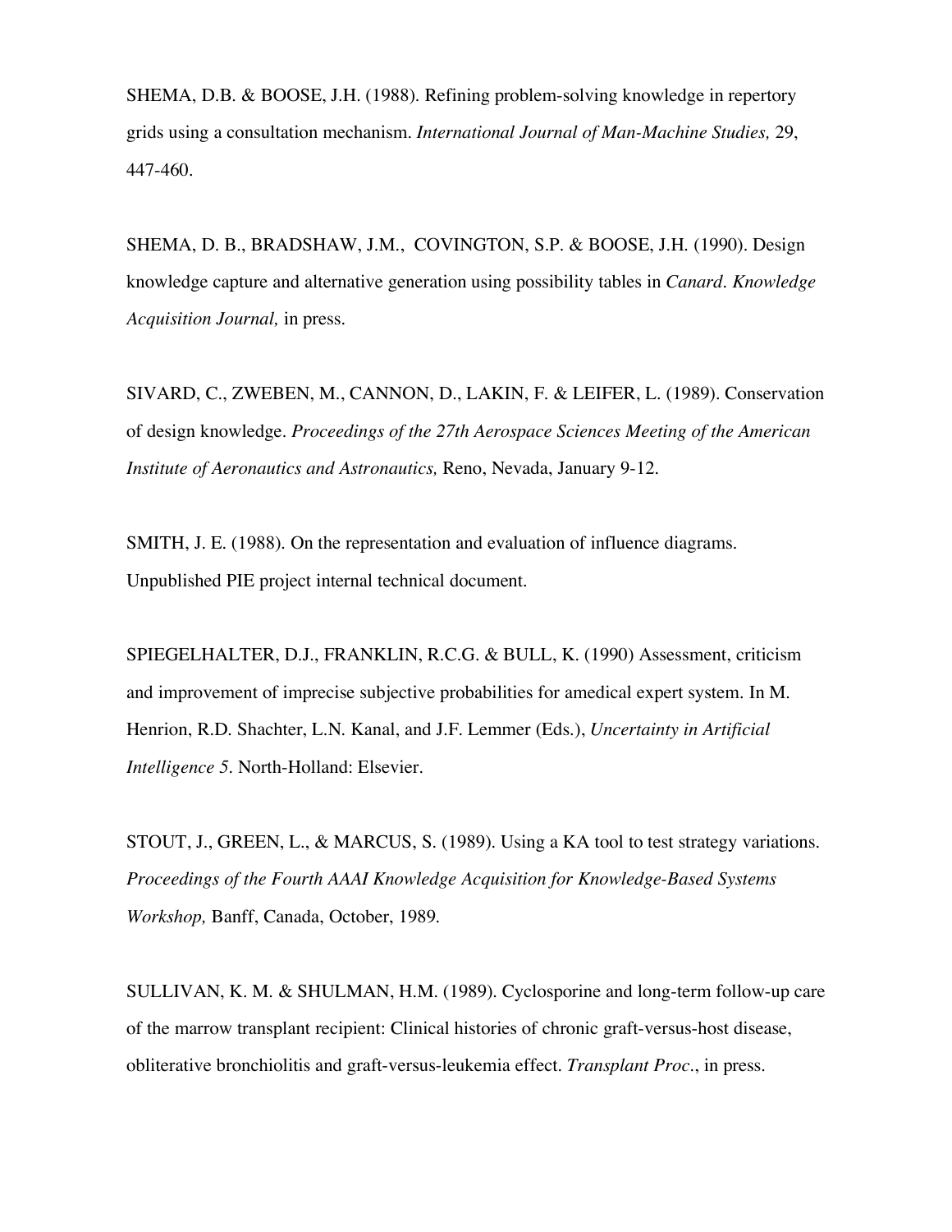SHEMA, D.B. & BOOSE, J.H. (1988). Refining problem-solving knowledge in repertory grids using a consultation mechanism. *International Journal of Man-Machine Studies,* 29, 447-460.

SHEMA, D. B., BRADSHAW, J.M., COVINGTON, S.P. & BOOSE, J.H. (1990). Design knowledge capture and alternative generation using possibility tables in *Canard*. *Knowledge Acquisition Journal,* in press.

SIVARD, C., ZWEBEN, M., CANNON, D., LAKIN, F. & LEIFER, L. (1989). Conservation of design knowledge. *Proceedings of the 27th Aerospace Sciences Meeting of the American Institute of Aeronautics and Astronautics,* Reno, Nevada, January 9-12.

SMITH, J. E. (1988). On the representation and evaluation of influence diagrams. Unpublished PIE project internal technical document.

SPIEGELHALTER, D.J., FRANKLIN, R.C.G. & BULL, K. (1990) Assessment, criticism and improvement of imprecise subjective probabilities for amedical expert system. In M. Henrion, R.D. Shachter, L.N. Kanal, and J.F. Lemmer (Eds.), *Uncertainty in Artificial Intelligence 5*. North-Holland: Elsevier.

STOUT, J., GREEN, L., & MARCUS, S. (1989). Using a KA tool to test strategy variations. *Proceedings of the Fourth AAAI Knowledge Acquisition for Knowledge-Based Systems Workshop,* Banff, Canada, October, 1989.

SULLIVAN, K. M. & SHULMAN, H.M. (1989). Cyclosporine and long-term follow-up care of the marrow transplant recipient: Clinical histories of chronic graft-versus-host disease, obliterative bronchiolitis and graft-versus-leukemia effect. *Transplant Proc.*, in press.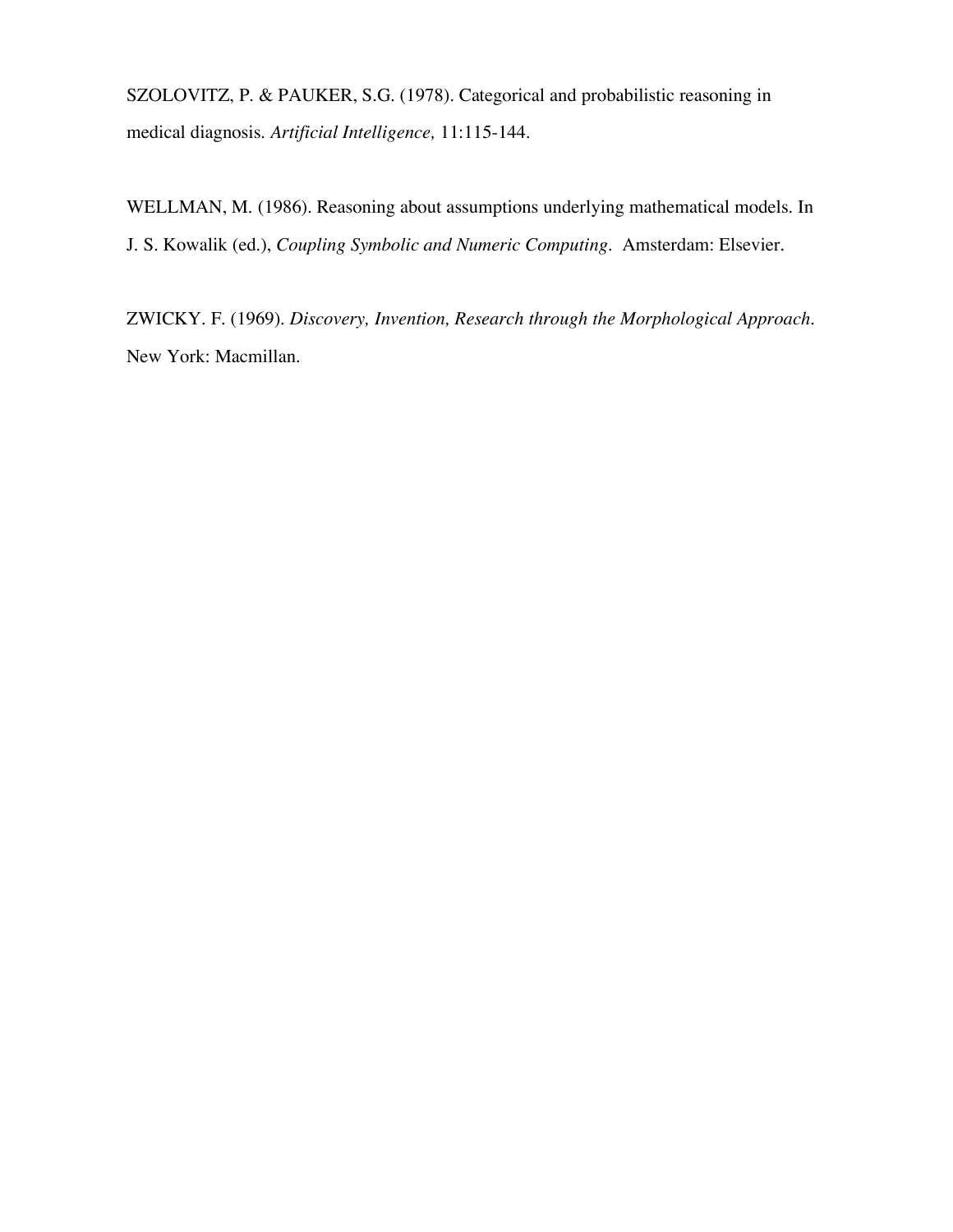SZOLOVITZ, P. & PAUKER, S.G. (1978). Categorical and probabilistic reasoning in medical diagnosis. *Artificial Intelligence,* 11:115-144.

WELLMAN, M. (1986). Reasoning about assumptions underlying mathematical models. In J. S. Kowalik (ed.), *Coupling Symbolic and Numeric Computing*. Amsterdam: Elsevier.

ZWICKY. F. (1969). *Discovery, Invention, Research through the Morphological Approach*. New York: Macmillan.